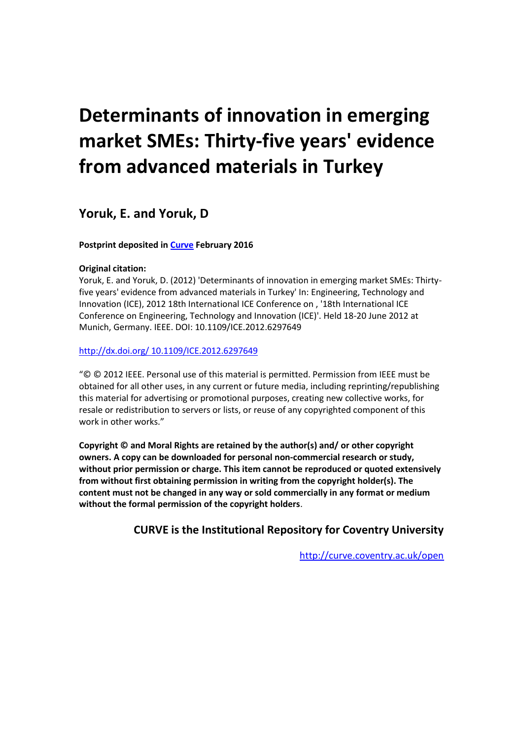# Determinants of innovation in emerging market SMEs: Thirty-five years' evidence from advanced materials in Turkey

## Yoruk, E. and Yoruk, D

**Postprint deposited in [Curve](http://curve.coventry.ac.uk/open) February 2016**

**Original citation:**

Yoruk, E. and Yoruk, D. (2012) 'Determinants of innovation in emerging market SMEs: Thirty-five years' evidence from advanced materials in Turkey' In: Engineering, Technology and Innovation (ICE), 2012 18th International ICE Conference on , '18th International ICE Conference on Engineering, Technology and Innovation (ICE)'. Held 18-20 June 2012 at Munich, Germany. IEEE. DOI: 10.1109/ICE.2012.6297649

[http://dx.doi.org/ 10.1109/ICE.2012.6297649](http://dx.doi.org/10.1109/ICE.2012.6297649)

"© © 2012 IEEE. Personal use of this material is permitted. Permission from IEEE must be obtained for all other uses, in any current or future media, including reprinting/republishing this material for advertising or promotional purposes, creating new collective works, for resale or redistribution to servers or lists, or reuse of any copyrighted component of this work in other works."

**Copyright © and Moral Rights are retained by the author(s) and/ or other copyright owners. A copy can be downloaded for personal non-commercial research or study, without prior permission or charge. This item cannot be reproduced or quoted extensively from without first obtaining permission in writing from the copyright holder(s). The content must not be changed in any way or sold commercially in any format or medium without the formal permission of the copyright holders**.

**CURVE is the Institutional Repository for Coventry University**

<http://curve.coventry.ac.uk/open>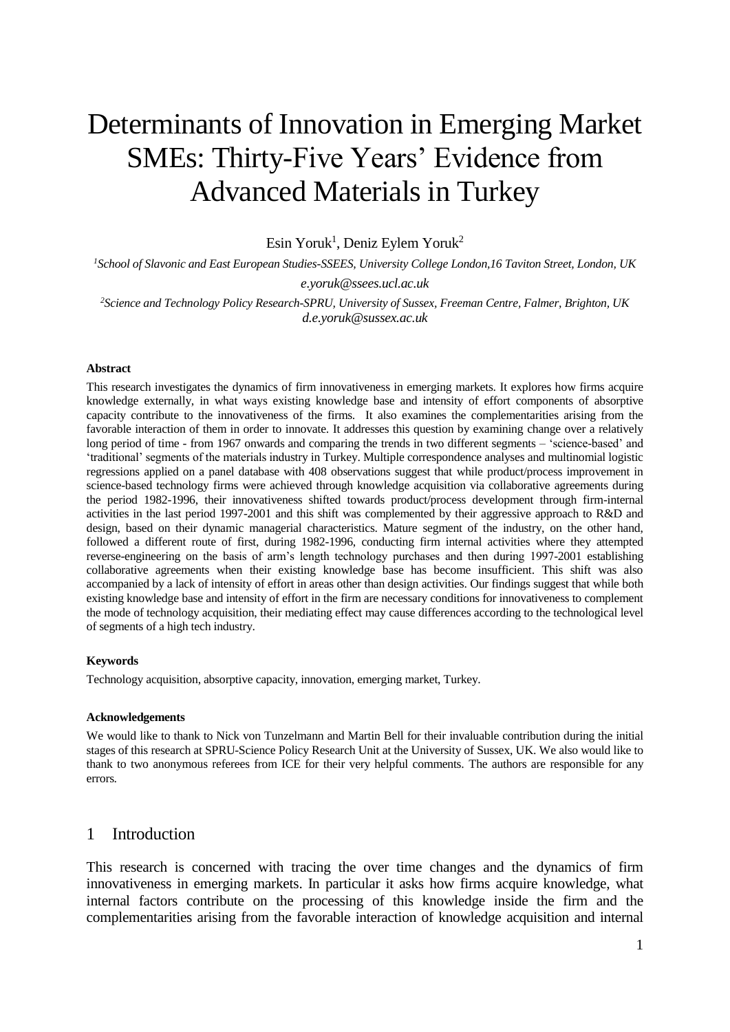# Determinants of Innovation in Emerging Market SMEs: Thirty-Five Years' Evidence from Advanced Materials in Turkey

Esin Yoruk[1], Deniz Eylem Yoruk[2]

[1]*School of Slavonic and East European Studies-SSEES, University College London,16 Taviton Street, London, UK*

*e.yoruk@ssees.ucl.ac.uk*

[2]*Science and Technology Policy Research-SPRU, University of Sussex, Freeman Centre, Falmer, Brighton, UK*
*d.e.yoruk@sussex.ac.uk*

#### Abstract

This research investigates the dynamics of firm innovativeness in emerging markets. It explores how firms acquire knowledge externally, in what ways existing knowledge base and intensity of effort components of absorptive capacity contribute to the innovativeness of the firms. It also examines the complementarities arising from the favorable interaction of them in order to innovate. It addresses this question by examining change over a relatively long period of time - from 1967 onwards and comparing the trends in two different segments – 'science-based' and 'traditional' segments of the materials industry in Turkey. Multiple correspondence analyses and multinomial logistic regressions applied on a panel database with 408 observations suggest that while product/process improvement in science-based technology firms were achieved through knowledge acquisition via collaborative agreements during the period 1982-1996, their innovativeness shifted towards product/process development through firm-internal activities in the last period 1997-2001 and this shift was complemented by their aggressive approach to R&D and design, based on their dynamic managerial characteristics. Mature segment of the industry, on the other hand, followed a different route of first, during 1982-1996, conducting firm internal activities where they attempted reverse-engineering on the basis of arm's length technology purchases and then during 1997-2001 establishing collaborative agreements when their existing knowledge base has become insufficient. This shift was also accompanied by a lack of intensity of effort in areas other than design activities. Our findings suggest that while both existing knowledge base and intensity of effort in the firm are necessary conditions for innovativeness to complement the mode of technology acquisition, their mediating effect may cause differences according to the technological level of segments of a high tech industry.

#### Keywords

Technology acquisition, absorptive capacity, innovation, emerging market, Turkey.

#### Acknowledgements

We would like to thank to Nick von Tunzelmann and Martin Bell for their invaluable contribution during the initial stages of this research at SPRU-Science Policy Research Unit at the University of Sussex, UK. We also would like to thank to two anonymous referees from ICE for their very helpful comments. The authors are responsible for any errors.

## 1 Introduction

This research is concerned with tracing the over time changes and the dynamics of firm innovativeness in emerging markets. In particular it asks how firms acquire knowledge, what internal factors contribute on the processing of this knowledge inside the firm and the complementarities arising from the favorable interaction of knowledge acquisition and internal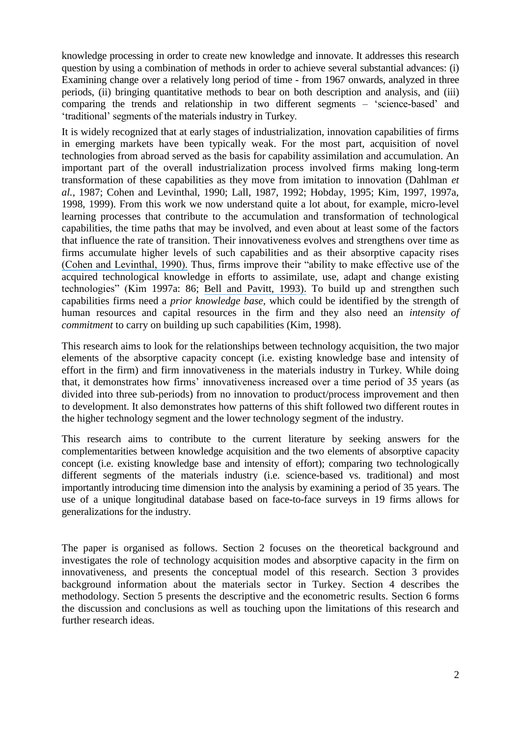knowledge processing in order to create new knowledge and innovate. It addresses this research question by using a combination of methods in order to achieve several substantial advances: (i) Examining change over a relatively long period of time - from 1967 onwards, analyzed in three periods, (ii) bringing quantitative methods to bear on both description and analysis, and (iii) comparing the trends and relationship in two different segments – 'science-based' and 'traditional' segments of the materials industry in Turkey.

It is widely recognized that at early stages of industrialization, innovation capabilities of firms in emerging markets have been typically weak. For the most part, acquisition of novel technologies from abroad served as the basis for capability assimilation and accumulation. An important part of the overall industrialization process involved firms making long-term transformation of these capabilities as they move from imitation to innovation (Dahlman *et al.*, 1987; Cohen and Levinthal, 1990; Lall, 1987, 1992; Hobday, 1995; Kim, 1997, 1997a, 1998, 1999). From this work we now understand quite a lot about, for example, micro-level learning processes that contribute to the accumulation and transformation of technological capabilities, the time paths that may be involved, and even about at least some of the factors that influence the rate of transition. Their innovativeness evolves and strengthens over time as firms accumulate higher levels of such capabilities and as their absorptive capacity rises (Cohen and Levinthal, 1990). Thus, firms improve their "ability to make effective use of the acquired technological knowledge in efforts to assimilate, use, adapt and change existing technologies" (Kim 1997a: 86; Bell and Pavitt, 1993). To build up and strengthen such capabilities firms need a *prior knowledge base*, which could be identified by the strength of human resources and capital resources in the firm and they also need an *intensity of commitment* to carry on building up such capabilities (Kim, 1998).

This research aims to look for the relationships between technology acquisition, the two major elements of the absorptive capacity concept (i.e. existing knowledge base and intensity of effort in the firm) and firm innovativeness in the materials industry in Turkey. While doing that, it demonstrates how firms' innovativeness increased over a time period of 35 years (as divided into three sub-periods) from no innovation to product/process improvement and then to development. It also demonstrates how patterns of this shift followed two different routes in the higher technology segment and the lower technology segment of the industry.

This research aims to contribute to the current literature by seeking answers for the complementarities between knowledge acquisition and the two elements of absorptive capacity concept (i.e. existing knowledge base and intensity of effort); comparing two technologically different segments of the materials industry (i.e. science-based vs. traditional) and most importantly introducing time dimension into the analysis by examining a period of 35 years. The use of a unique longitudinal database based on face-to-face surveys in 19 firms allows for generalizations for the industry.

The paper is organised as follows. Section 2 focuses on the theoretical background and investigates the role of technology acquisition modes and absorptive capacity in the firm on innovativeness, and presents the conceptual model of this research. Section 3 provides background information about the materials sector in Turkey. Section 4 describes the methodology. Section 5 presents the descriptive and the econometric results. Section 6 forms the discussion and conclusions as well as touching upon the limitations of this research and further research ideas.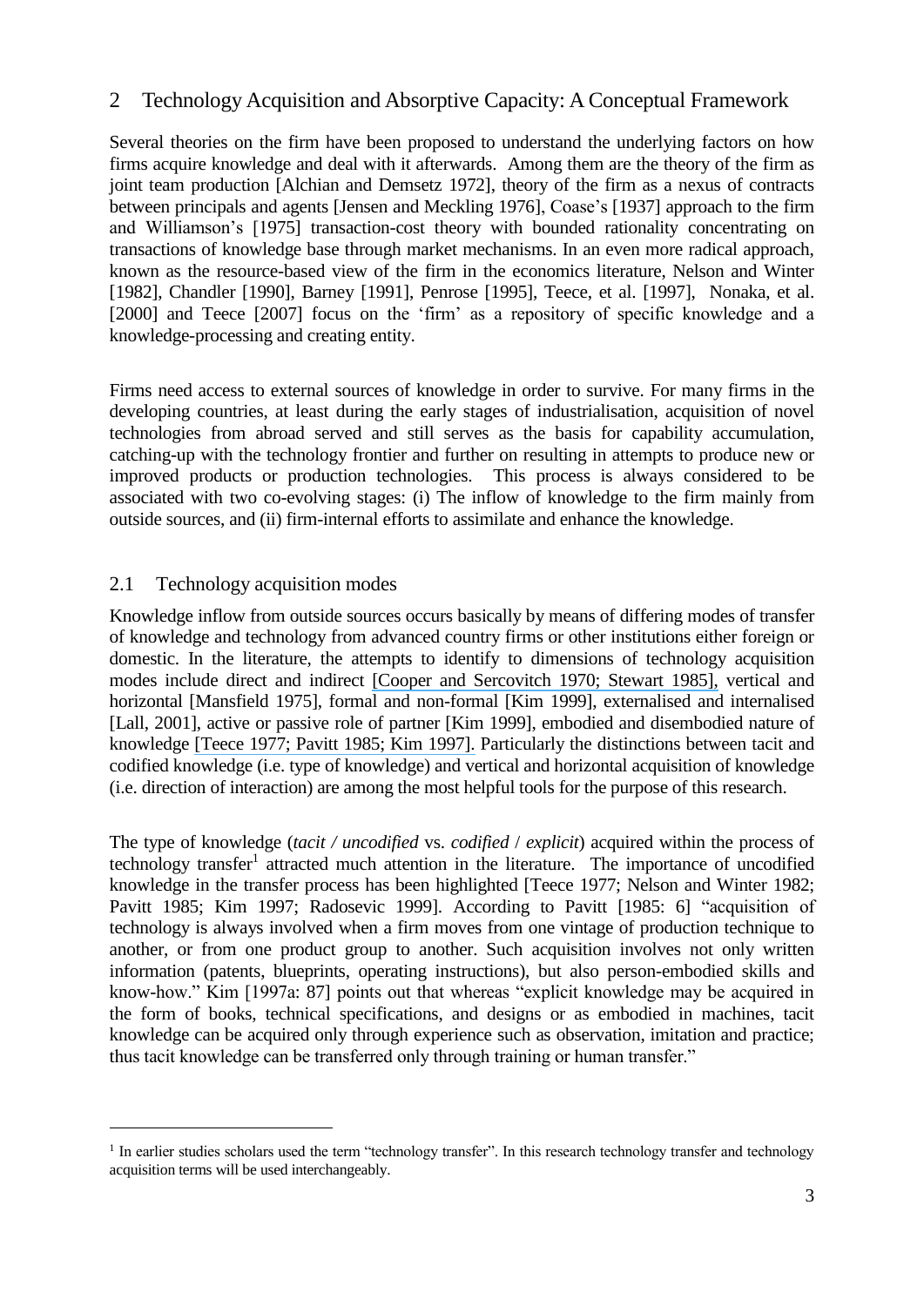## 2 Technology Acquisition and Absorptive Capacity: A Conceptual Framework

Several theories on the firm have been proposed to understand the underlying factors on how firms acquire knowledge and deal with it afterwards. Among them are the theory of the firm as joint team production [Alchian and Demsetz 1972], theory of the firm as a nexus of contracts between principals and agents [Jensen and Meckling 1976], Coase's [1937] approach to the firm and Williamson's [1975] transaction-cost theory with bounded rationality concentrating on transactions of knowledge base through market mechanisms. In an even more radical approach, known as the resource-based view of the firm in the economics literature, Nelson and Winter [1982], Chandler [1990], Barney [1991], Penrose [1995], Teece, et al. [1997], Nonaka, et al. [2000] and Teece [2007] focus on the 'firm' as a repository of specific knowledge and a knowledge-processing and creating entity.

Firms need access to external sources of knowledge in order to survive. For many firms in the developing countries, at least during the early stages of industrialisation, acquisition of novel technologies from abroad served and still serves as the basis for capability accumulation, catching-up with the technology frontier and further on resulting in attempts to produce new or improved products or production technologies. This process is always considered to be associated with two co-evolving stages: (i) The inflow of knowledge to the firm mainly from outside sources, and (ii) firm-internal efforts to assimilate and enhance the knowledge.

### 2.1 Technology acquisition modes

Knowledge inflow from outside sources occurs basically by means of differing modes of transfer of knowledge and technology from advanced country firms or other institutions either foreign or domestic. In the literature, the attempts to identify to dimensions of technology acquisition modes include direct and indirect [Cooper and Sercovitch 1970; Stewart 1985], vertical and horizontal [Mansfield 1975], formal and non-formal [Kim 1999], externalised and internalised [Lall, 2001], active or passive role of partner [Kim 1999], embodied and disembodied nature of knowledge [Teece 1977; Pavitt 1985; Kim 1997]. Particularly the distinctions between tacit and codified knowledge (i.e. type of knowledge) and vertical and horizontal acquisition of knowledge (i.e. direction of interaction) are among the most helpful tools for the purpose of this research.

The type of knowledge (*tacit / uncodified* vs. *codified* / *explicit*) acquired within the process of technology transfer[1] attracted much attention in the literature. The importance of uncodified knowledge in the transfer process has been highlighted [Teece 1977; Nelson and Winter 1982; Pavitt 1985; Kim 1997; Radosevic 1999]. According to Pavitt [1985: 6] "acquisition of technology is always involved when a firm moves from one vintage of production technique to another, or from one product group to another. Such acquisition involves not only written information (patents, blueprints, operating instructions), but also person-embodied skills and know-how." Kim [1997a: 87] points out that whereas "explicit knowledge may be acquired in the form of books, technical specifications, and designs or as embodied in machines, tacit knowledge can be acquired only through experience such as observation, imitation and practice; thus tacit knowledge can be transferred only through training or human transfer."

[1] In earlier studies scholars used the term "technology transfer". In this research technology transfer and technology acquisition terms will be used interchangeably.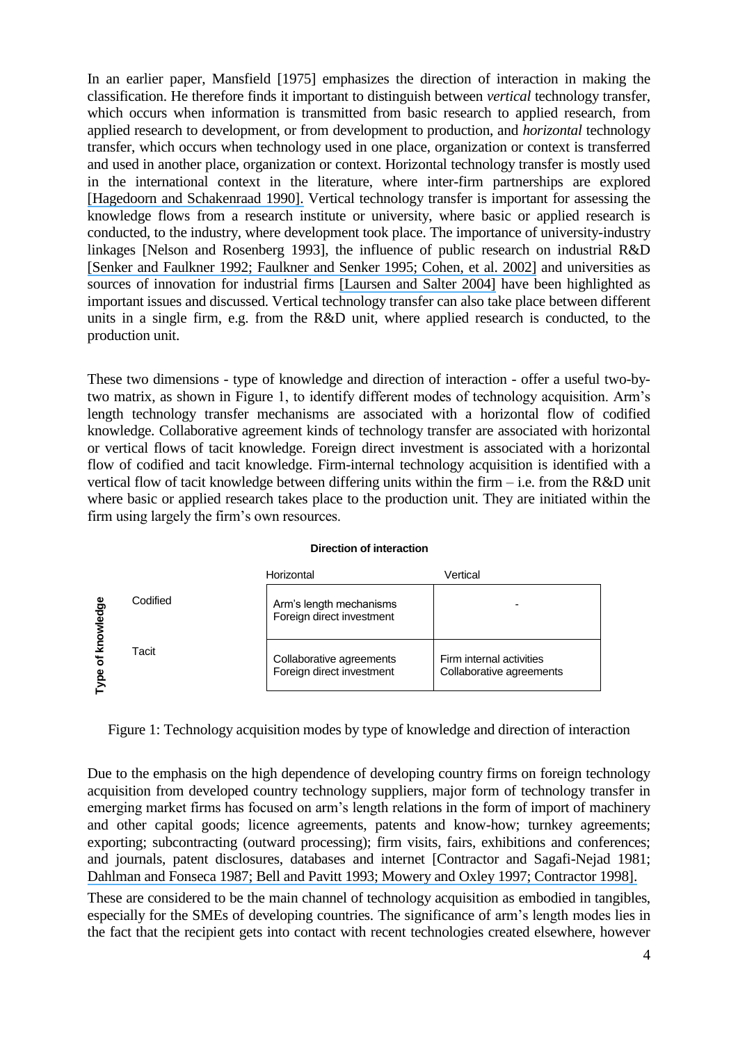In an earlier paper, Mansfield [1975] emphasizes the direction of interaction in making the classification. He therefore finds it important to distinguish between *vertical* technology transfer, which occurs when information is transmitted from basic research to applied research, from applied research to development, or from development to production, and *horizontal* technology transfer, which occurs when technology used in one place, organization or context is transferred and used in another place, organization or context. Horizontal technology transfer is mostly used in the international context in the literature, where inter-firm partnerships are explored [Hagedoorn and Schakenraad 1990]. Vertical technology transfer is important for assessing the knowledge flows from a research institute or university, where basic or applied research is conducted, to the industry, where development took place. The importance of university-industry linkages [Nelson and Rosenberg 1993], the influence of public research on industrial R&D [Senker and Faulkner 1992; Faulkner and Senker 1995; Cohen, et al. 2002] and universities as sources of innovation for industrial firms [Laursen and Salter 2004] have been highlighted as important issues and discussed. Vertical technology transfer can also take place between different units in a single firm, e.g. from the R&D unit, where applied research is conducted, to the production unit.

These two dimensions - type of knowledge and direction of interaction - offer a useful two-by-two matrix, as shown in Figure 1, to identify different modes of technology acquisition. Arm's length technology transfer mechanisms are associated with a horizontal flow of codified knowledge. Collaborative agreement kinds of technology transfer are associated with horizontal or vertical flows of tacit knowledge. Foreign direct investment is associated with a horizontal flow of codified and tacit knowledge. Firm-internal technology acquisition is identified with a vertical flow of tacit knowledge between differing units within the firm – i.e. from the R&D unit where basic or applied research takes place to the production unit. They are initiated within the firm using largely the firm's own resources.

| Type of knowledge | Direction of interaction: Horizontal | Direction of interaction: Vertical |
|---|---|---|
| Codified | Arm's length mechanisms<br>Foreign direct investment | - |
| Tacit | Collaborative agreements<br>Foreign direct investment | Firm internal activities<br>Collaborative agreements |

Figure 1: Technology acquisition modes by type of knowledge and direction of interaction

Due to the emphasis on the high dependence of developing country firms on foreign technology acquisition from developed country technology suppliers, major form of technology transfer in emerging market firms has focused on arm's length relations in the form of import of machinery and other capital goods; licence agreements, patents and know-how; turnkey agreements; exporting; subcontracting (outward processing); firm visits, fairs, exhibitions and conferences; and journals, patent disclosures, databases and internet [Contractor and Sagafi-Nejad 1981; Dahlman and Fonseca 1987; Bell and Pavitt 1993; Mowery and Oxley 1997; Contractor 1998].

These are considered to be the main channel of technology acquisition as embodied in tangibles, especially for the SMEs of developing countries. The significance of arm's length modes lies in the fact that the recipient gets into contact with recent technologies created elsewhere, however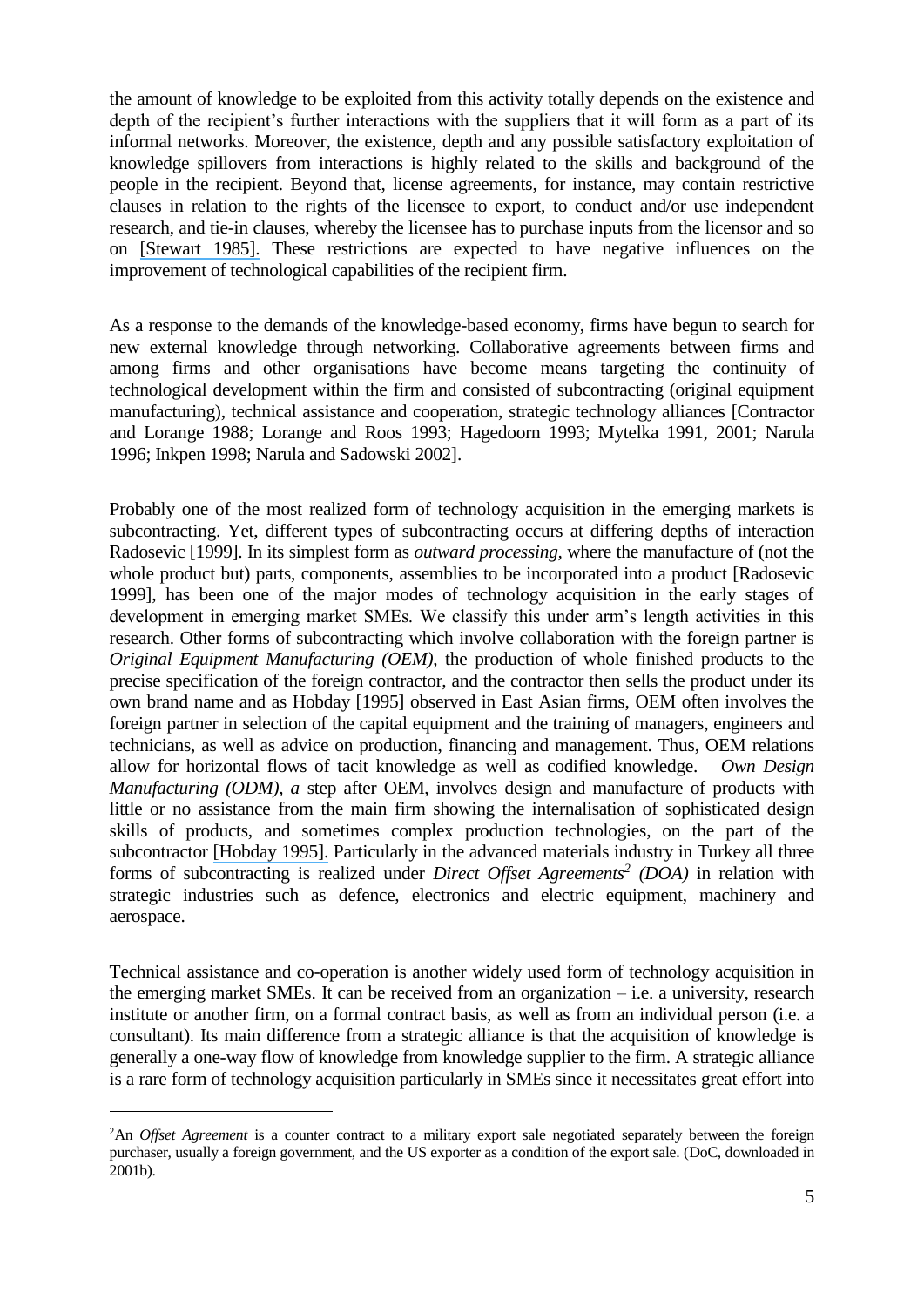the amount of knowledge to be exploited from this activity totally depends on the existence and depth of the recipient's further interactions with the suppliers that it will form as a part of its informal networks. Moreover, the existence, depth and any possible satisfactory exploitation of knowledge spillovers from interactions is highly related to the skills and background of the people in the recipient. Beyond that, license agreements, for instance, may contain restrictive clauses in relation to the rights of the licensee to export, to conduct and/or use independent research, and tie-in clauses, whereby the licensee has to purchase inputs from the licensor and so on [Stewart 1985]. These restrictions are expected to have negative influences on the improvement of technological capabilities of the recipient firm.

As a response to the demands of the knowledge-based economy, firms have begun to search for new external knowledge through networking. Collaborative agreements between firms and among firms and other organisations have become means targeting the continuity of technological development within the firm and consisted of subcontracting (original equipment manufacturing), technical assistance and cooperation, strategic technology alliances [Contractor and Lorange 1988; Lorange and Roos 1993; Hagedoorn 1993; Mytelka 1991, 2001; Narula 1996; Inkpen 1998; Narula and Sadowski 2002].

Probably one of the most realized form of technology acquisition in the emerging markets is subcontracting. Yet, different types of subcontracting occurs at differing depths of interaction Radosevic [1999]. In its simplest form as *outward processing*, where the manufacture of (not the whole product but) parts, components, assemblies to be incorporated into a product [Radosevic 1999], has been one of the major modes of technology acquisition in the early stages of development in emerging market SMEs. We classify this under arm's length activities in this research. Other forms of subcontracting which involve collaboration with the foreign partner is *Original Equipment Manufacturing (OEM)*, the production of whole finished products to the precise specification of the foreign contractor, and the contractor then sells the product under its own brand name and as Hobday [1995] observed in East Asian firms, OEM often involves the foreign partner in selection of the capital equipment and the training of managers, engineers and technicians, as well as advice on production, financing and management. Thus, OEM relations allow for horizontal flows of tacit knowledge as well as codified knowledge. *Own Design Manufacturing (ODM), a* step after OEM, involves design and manufacture of products with little or no assistance from the main firm showing the internalisation of sophisticated design skills of products, and sometimes complex production technologies, on the part of the subcontractor [Hobday 1995]. Particularly in the advanced materials industry in Turkey all three forms of subcontracting is realized under *Direct Offset Agreements*[2] *(DOA)* in relation with strategic industries such as defence, electronics and electric equipment, machinery and aerospace.

Technical assistance and co-operation is another widely used form of technology acquisition in the emerging market SMEs. It can be received from an organization – i.e. a university, research institute or another firm, on a formal contract basis, as well as from an individual person (i.e. a consultant). Its main difference from a strategic alliance is that the acquisition of knowledge is generally a one-way flow of knowledge from knowledge supplier to the firm. A strategic alliance is a rare form of technology acquisition particularly in SMEs since it necessitates great effort into

[2] An *Offset Agreement* is a counter contract to a military export sale negotiated separately between the foreign purchaser, usually a foreign government, and the US exporter as a condition of the export sale. (DoC, downloaded in 2001b).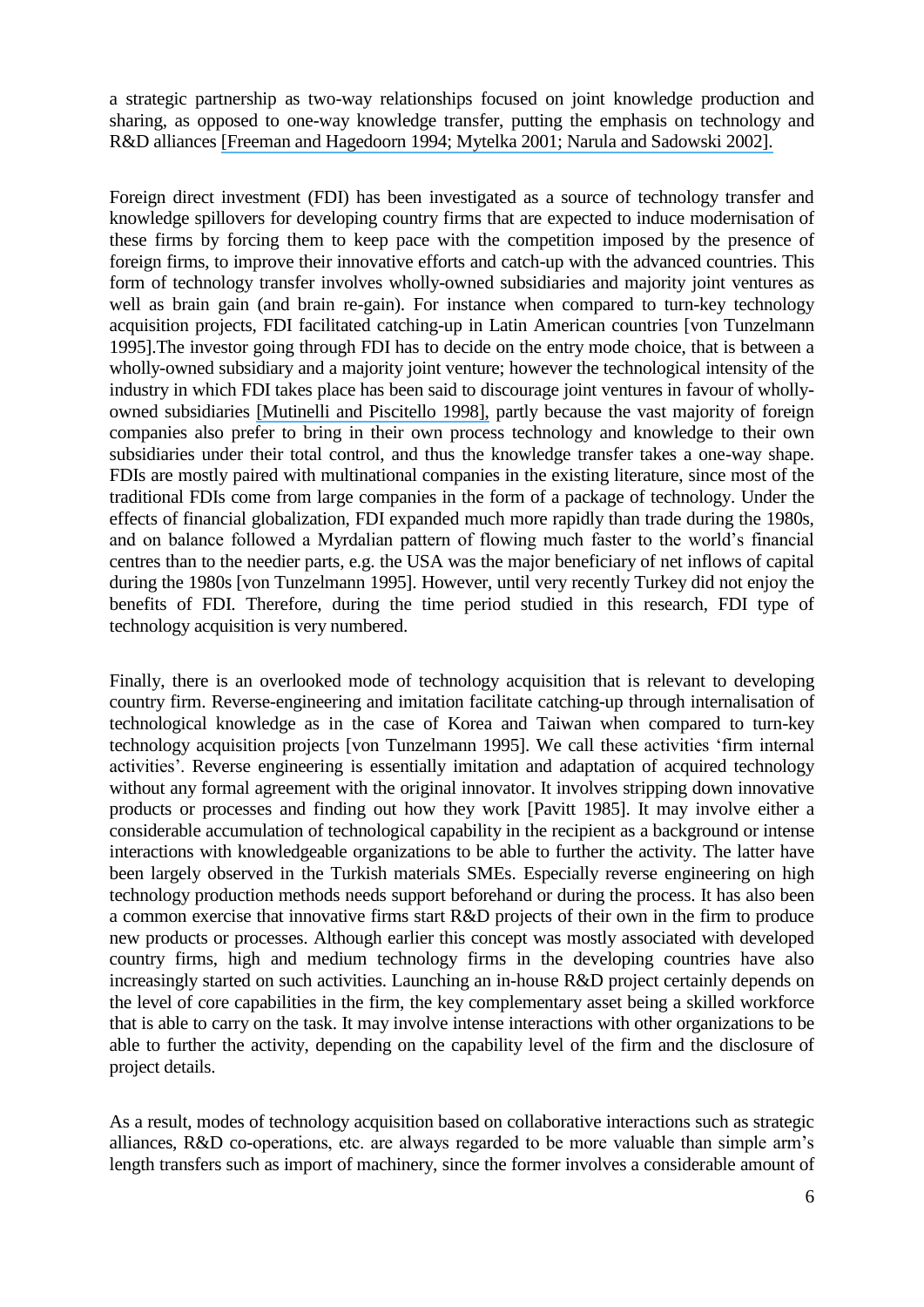a strategic partnership as two-way relationships focused on joint knowledge production and sharing, as opposed to one-way knowledge transfer, putting the emphasis on technology and R&D alliances [Freeman and Hagedoorn 1994; Mytelka 2001; Narula and Sadowski 2002].

Foreign direct investment (FDI) has been investigated as a source of technology transfer and knowledge spillovers for developing country firms that are expected to induce modernisation of these firms by forcing them to keep pace with the competition imposed by the presence of foreign firms, to improve their innovative efforts and catch-up with the advanced countries. This form of technology transfer involves wholly-owned subsidiaries and majority joint ventures as well as brain gain (and brain re-gain). For instance when compared to turn-key technology acquisition projects, FDI facilitated catching-up in Latin American countries [von Tunzelmann 1995].The investor going through FDI has to decide on the entry mode choice, that is between a wholly-owned subsidiary and a majority joint venture; however the technological intensity of the industry in which FDI takes place has been said to discourage joint ventures in favour of wholly-owned subsidiaries [Mutinelli and Piscitello 1998], partly because the vast majority of foreign companies also prefer to bring in their own process technology and knowledge to their own subsidiaries under their total control, and thus the knowledge transfer takes a one-way shape. FDIs are mostly paired with multinational companies in the existing literature, since most of the traditional FDIs come from large companies in the form of a package of technology. Under the effects of financial globalization, FDI expanded much more rapidly than trade during the 1980s, and on balance followed a Myrdalian pattern of flowing much faster to the world's financial centres than to the needier parts, e.g. the USA was the major beneficiary of net inflows of capital during the 1980s [von Tunzelmann 1995]. However, until very recently Turkey did not enjoy the benefits of FDI. Therefore, during the time period studied in this research, FDI type of technology acquisition is very numbered.

Finally, there is an overlooked mode of technology acquisition that is relevant to developing country firm. Reverse-engineering and imitation facilitate catching-up through internalisation of technological knowledge as in the case of Korea and Taiwan when compared to turn-key technology acquisition projects [von Tunzelmann 1995]. We call these activities 'firm internal activities'. Reverse engineering is essentially imitation and adaptation of acquired technology without any formal agreement with the original innovator. It involves stripping down innovative products or processes and finding out how they work [Pavitt 1985]. It may involve either a considerable accumulation of technological capability in the recipient as a background or intense interactions with knowledgeable organizations to be able to further the activity. The latter have been largely observed in the Turkish materials SMEs. Especially reverse engineering on high technology production methods needs support beforehand or during the process. It has also been a common exercise that innovative firms start R&D projects of their own in the firm to produce new products or processes. Although earlier this concept was mostly associated with developed country firms, high and medium technology firms in the developing countries have also increasingly started on such activities. Launching an in-house R&D project certainly depends on the level of core capabilities in the firm, the key complementary asset being a skilled workforce that is able to carry on the task. It may involve intense interactions with other organizations to be able to further the activity, depending on the capability level of the firm and the disclosure of project details.

As a result, modes of technology acquisition based on collaborative interactions such as strategic alliances, R&D co-operations, etc. are always regarded to be more valuable than simple arm's length transfers such as import of machinery, since the former involves a considerable amount of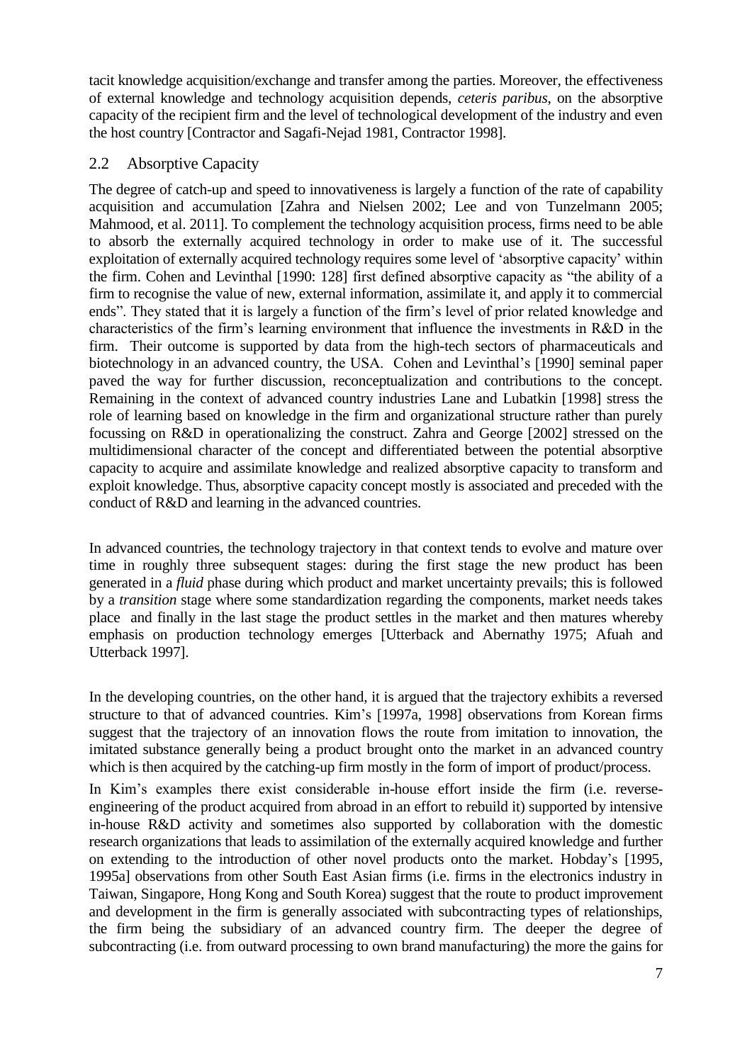tacit knowledge acquisition/exchange and transfer among the parties. Moreover, the effectiveness of external knowledge and technology acquisition depends, *ceteris paribus*, on the absorptive capacity of the recipient firm and the level of technological development of the industry and even the host country [Contractor and Sagafi-Nejad 1981, Contractor 1998].

## 2.2 Absorptive Capacity

The degree of catch-up and speed to innovativeness is largely a function of the rate of capability acquisition and accumulation [Zahra and Nielsen 2002; Lee and von Tunzelmann 2005; Mahmood, et al. 2011]. To complement the technology acquisition process, firms need to be able to absorb the externally acquired technology in order to make use of it. The successful exploitation of externally acquired technology requires some level of 'absorptive capacity' within the firm. Cohen and Levinthal [1990: 128] first defined absorptive capacity as "the ability of a firm to recognise the value of new, external information, assimilate it, and apply it to commercial ends". They stated that it is largely a function of the firm's level of prior related knowledge and characteristics of the firm's learning environment that influence the investments in R&D in the firm. Their outcome is supported by data from the high-tech sectors of pharmaceuticals and biotechnology in an advanced country, the USA. Cohen and Levinthal's [1990] seminal paper paved the way for further discussion, reconceptualization and contributions to the concept. Remaining in the context of advanced country industries Lane and Lubatkin [1998] stress the role of learning based on knowledge in the firm and organizational structure rather than purely focussing on R&D in operationalizing the construct. Zahra and George [2002] stressed on the multidimensional character of the concept and differentiated between the potential absorptive capacity to acquire and assimilate knowledge and realized absorptive capacity to transform and exploit knowledge. Thus, absorptive capacity concept mostly is associated and preceded with the conduct of R&D and learning in the advanced countries.

In advanced countries, the technology trajectory in that context tends to evolve and mature over time in roughly three subsequent stages: during the first stage the new product has been generated in a *fluid* phase during which product and market uncertainty prevails; this is followed by a *transition* stage where some standardization regarding the components, market needs takes place and finally in the last stage the product settles in the market and then matures whereby emphasis on production technology emerges [Utterback and Abernathy 1975; Afuah and Utterback 1997].

In the developing countries, on the other hand, it is argued that the trajectory exhibits a reversed structure to that of advanced countries. Kim's [1997a, 1998] observations from Korean firms suggest that the trajectory of an innovation flows the route from imitation to innovation, the imitated substance generally being a product brought onto the market in an advanced country which is then acquired by the catching-up firm mostly in the form of import of product/process.

In Kim's examples there exist considerable in-house effort inside the firm (i.e. reverse-engineering of the product acquired from abroad in an effort to rebuild it) supported by intensive in-house R&D activity and sometimes also supported by collaboration with the domestic research organizations that leads to assimilation of the externally acquired knowledge and further on extending to the introduction of other novel products onto the market. Hobday's [1995, 1995a] observations from other South East Asian firms (i.e. firms in the electronics industry in Taiwan, Singapore, Hong Kong and South Korea) suggest that the route to product improvement and development in the firm is generally associated with subcontracting types of relationships, the firm being the subsidiary of an advanced country firm. The deeper the degree of subcontracting (i.e. from outward processing to own brand manufacturing) the more the gains for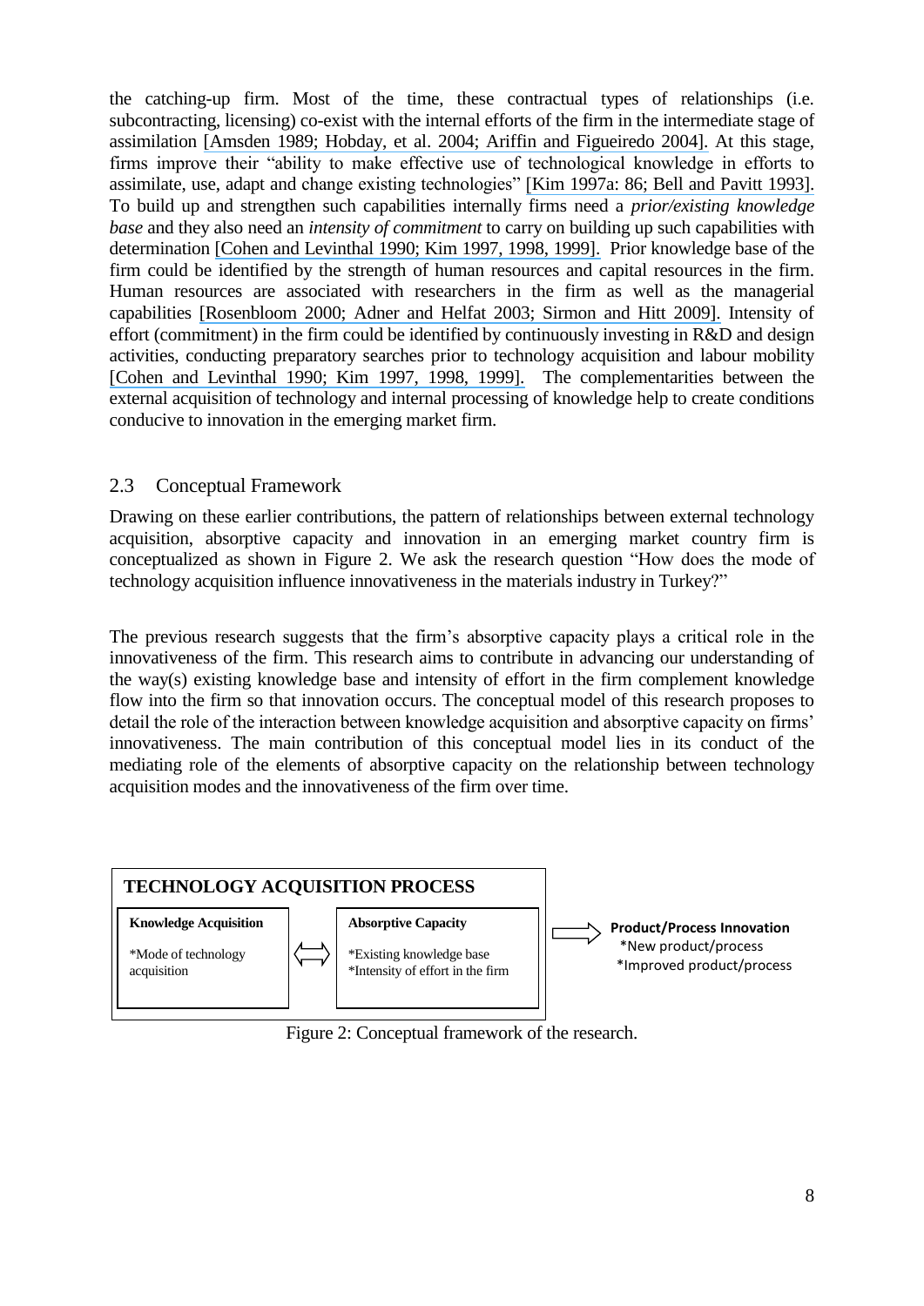the catching-up firm. Most of the time, these contractual types of relationships (i.e. subcontracting, licensing) co-exist with the internal efforts of the firm in the intermediate stage of assimilation [Amsden 1989; Hobday, et al. 2004; Ariffin and Figueiredo 2004]. At this stage, firms improve their "ability to make effective use of technological knowledge in efforts to assimilate, use, adapt and change existing technologies" [Kim 1997a: 86; Bell and Pavitt 1993]. To build up and strengthen such capabilities internally firms need a *prior/existing knowledge base* and they also need an *intensity of commitment* to carry on building up such capabilities with determination [Cohen and Levinthal 1990; Kim 1997, 1998, 1999]. Prior knowledge base of the firm could be identified by the strength of human resources and capital resources in the firm. Human resources are associated with researchers in the firm as well as the managerial capabilities [Rosenbloom 2000; Adner and Helfat 2003; Sirmon and Hitt 2009]. Intensity of effort (commitment) in the firm could be identified by continuously investing in R&D and design activities, conducting preparatory searches prior to technology acquisition and labour mobility [Cohen and Levinthal 1990; Kim 1997, 1998, 1999]. The complementarities between the external acquisition of technology and internal processing of knowledge help to create conditions conducive to innovation in the emerging market firm.

## 2.3 Conceptual Framework

Drawing on these earlier contributions, the pattern of relationships between external technology acquisition, absorptive capacity and innovation in an emerging market country firm is conceptualized as shown in Figure 2. We ask the research question "How does the mode of technology acquisition influence innovativeness in the materials industry in Turkey?"

The previous research suggests that the firm's absorptive capacity plays a critical role in the innovativeness of the firm. This research aims to contribute in advancing our understanding of the way(s) existing knowledge base and intensity of effort in the firm complement knowledge flow into the firm so that innovation occurs. The conceptual model of this research proposes to detail the role of the interaction between knowledge acquisition and absorptive capacity on firms' innovativeness. The main contribution of this conceptual model lies in its conduct of the mediating role of the elements of absorptive capacity on the relationship between technology acquisition modes and the innovativeness of the firm over time.

**TECHNOLOGY ACQUISITION PROCESS**

| **Knowledge Acquisition** | ⟺ | **Absorptive Capacity** | ⟹ | **Product/Process Innovation** |
| --- | --- | --- | --- | --- |
| *Mode of technology acquisition | | *Existing knowledge base<br>*Intensity of effort in the firm | | *New product/process<br>*Improved product/process |

Figure 2: Conceptual framework of the research.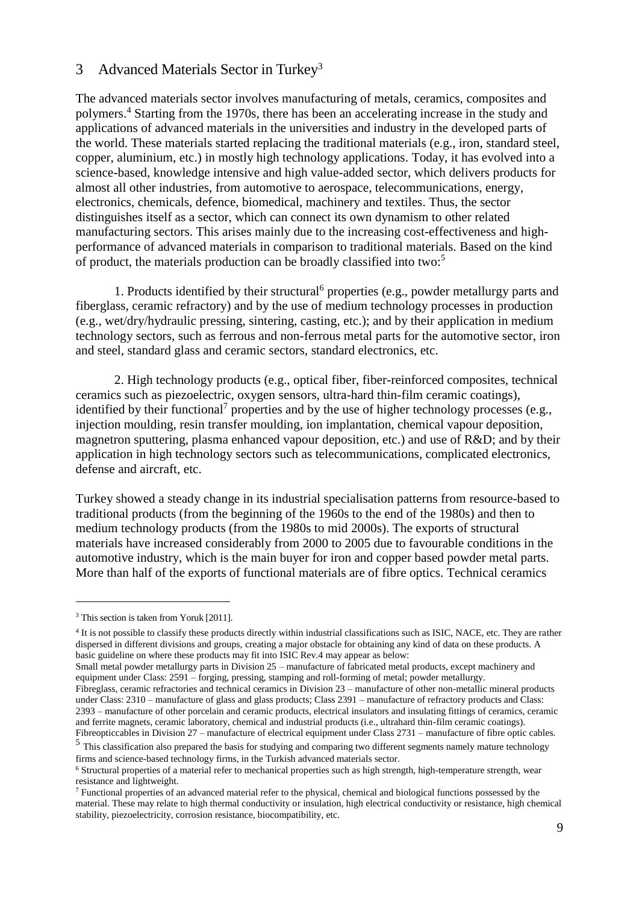## 3 Advanced Materials Sector in Turkey[3]

The advanced materials sector involves manufacturing of metals, ceramics, composites and polymers.[4] Starting from the 1970s, there has been an accelerating increase in the study and applications of advanced materials in the universities and industry in the developed parts of the world. These materials started replacing the traditional materials (e.g., iron, standard steel, copper, aluminium, etc.) in mostly high technology applications. Today, it has evolved into a science-based, knowledge intensive and high value-added sector, which delivers products for almost all other industries, from automotive to aerospace, telecommunications, energy, electronics, chemicals, defence, biomedical, machinery and textiles. Thus, the sector distinguishes itself as a sector, which can connect its own dynamism to other related manufacturing sectors. This arises mainly due to the increasing cost-effectiveness and high-performance of advanced materials in comparison to traditional materials. Based on the kind of product, the materials production can be broadly classified into two:[5]

1. Products identified by their structural[6] properties (e.g., powder metallurgy parts and fiberglass, ceramic refractory) and by the use of medium technology processes in production (e.g., wet/dry/hydraulic pressing, sintering, casting, etc.); and by their application in medium technology sectors, such as ferrous and non-ferrous metal parts for the automotive sector, iron and steel, standard glass and ceramic sectors, standard electronics, etc.

2. High technology products (e.g., optical fiber, fiber-reinforced composites, technical ceramics such as piezoelectric, oxygen sensors, ultra-hard thin-film ceramic coatings), identified by their functional[7] properties and by the use of higher technology processes (e.g., injection moulding, resin transfer moulding, ion implantation, chemical vapour deposition, magnetron sputtering, plasma enhanced vapour deposition, etc.) and use of R&D; and by their application in high technology sectors such as telecommunications, complicated electronics, defense and aircraft, etc.

Turkey showed a steady change in its industrial specialisation patterns from resource-based to traditional products (from the beginning of the 1960s to the end of the 1980s) and then to medium technology products (from the 1980s to mid 2000s). The exports of structural materials have increased considerably from 2000 to 2005 due to favourable conditions in the automotive industry, which is the main buyer for iron and copper based powder metal parts. More than half of the exports of functional materials are of fibre optics. Technical ceramics

---

[3] This section is taken from Yoruk [2011].

[4] It is not possible to classify these products directly within industrial classifications such as ISIC, NACE, etc. They are rather dispersed in different divisions and groups, creating a major obstacle for obtaining any kind of data on these products. A basic guideline on where these products may fit into ISIC Rev.4 may appear as below:
Small metal powder metallurgy parts in Division 25 – manufacture of fabricated metal products, except machinery and equipment under Class: 2591 – forging, pressing, stamping and roll-forming of metal; powder metallurgy.
Fibreglass, ceramic refractories and technical ceramics in Division 23 – manufacture of other non-metallic mineral products under Class: 2310 – manufacture of glass and glass products; Class 2391 – manufacture of refractory products and Class: 2393 – manufacture of other porcelain and ceramic products, electrical insulators and insulating fittings of ceramics, ceramic and ferrite magnets, ceramic laboratory, chemical and industrial products (i.e., ultrahard thin-film ceramic coatings).
Fibreopticcables in Division 27 – manufacture of electrical equipment under Class 2731 – manufacture of fibre optic cables.

[5] This classification also prepared the basis for studying and comparing two different segments namely mature technology firms and science-based technology firms, in the Turkish advanced materials sector.

[6] Structural properties of a material refer to mechanical properties such as high strength, high-temperature strength, wear resistance and lightweight.

[7] Functional properties of an advanced material refer to the physical, chemical and biological functions possessed by the material. These may relate to high thermal conductivity or insulation, high electrical conductivity or resistance, high chemical stability, piezoelectricity, corrosion resistance, biocompatibility, etc.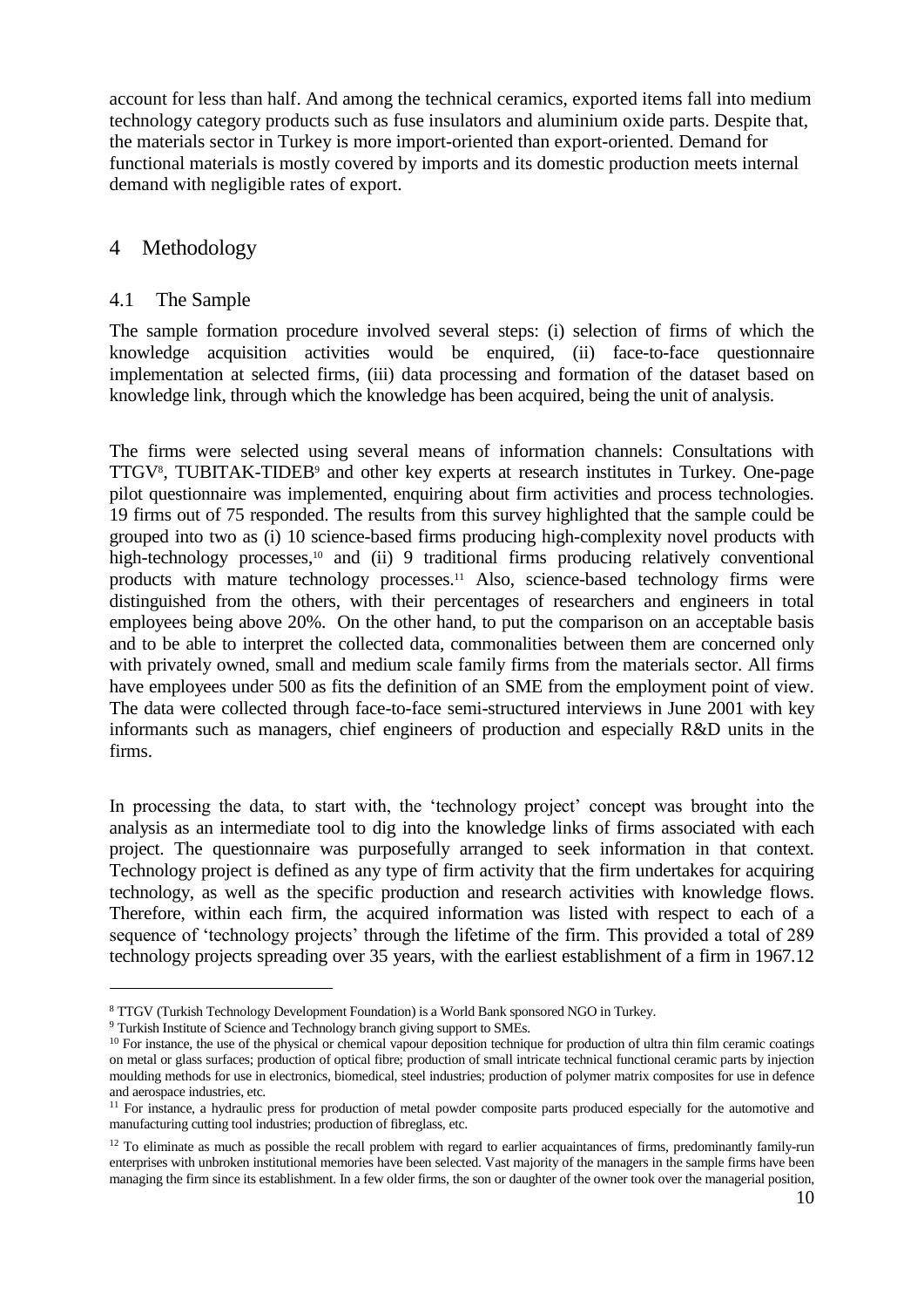account for less than half. And among the technical ceramics, exported items fall into medium technology category products such as fuse insulators and aluminium oxide parts. Despite that, the materials sector in Turkey is more import-oriented than export-oriented. Demand for functional materials is mostly covered by imports and its domestic production meets internal demand with negligible rates of export.

# 4 Methodology

## 4.1 The Sample

The sample formation procedure involved several steps: (i) selection of firms of which the knowledge acquisition activities would be enquired, (ii) face-to-face questionnaire implementation at selected firms, (iii) data processing and formation of the dataset based on knowledge link, through which the knowledge has been acquired, being the unit of analysis.

The firms were selected using several means of information channels: Consultations with TTGV[8], TUBITAK-TIDEB[9] and other key experts at research institutes in Turkey. One-page pilot questionnaire was implemented, enquiring about firm activities and process technologies. 19 firms out of 75 responded. The results from this survey highlighted that the sample could be grouped into two as (i) 10 science-based firms producing high-complexity novel products with high-technology processes,[10] and (ii) 9 traditional firms producing relatively conventional products with mature technology processes.[11] Also, science-based technology firms were distinguished from the others, with their percentages of researchers and engineers in total employees being above 20%. On the other hand, to put the comparison on an acceptable basis and to be able to interpret the collected data, commonalities between them are concerned only with privately owned, small and medium scale family firms from the materials sector. All firms have employees under 500 as fits the definition of an SME from the employment point of view. The data were collected through face-to-face semi-structured interviews in June 2001 with key informants such as managers, chief engineers of production and especially R&D units in the firms.

In processing the data, to start with, the 'technology project' concept was brought into the analysis as an intermediate tool to dig into the knowledge links of firms associated with each project. The questionnaire was purposefully arranged to seek information in that context. Technology project is defined as any type of firm activity that the firm undertakes for acquiring technology, as well as the specific production and research activities with knowledge flows. Therefore, within each firm, the acquired information was listed with respect to each of a sequence of 'technology projects' through the lifetime of the firm. This provided a total of 289 technology projects spreading over 35 years, with the earliest establishment of a firm in 1967.[12]

---

[8] TTGV (Turkish Technology Development Foundation) is a World Bank sponsored NGO in Turkey.

[9] Turkish Institute of Science and Technology branch giving support to SMEs.

[10] For instance, the use of the physical or chemical vapour deposition technique for production of ultra thin film ceramic coatings on metal or glass surfaces; production of optical fibre; production of small intricate technical functional ceramic parts by injection moulding methods for use in electronics, biomedical, steel industries; production of polymer matrix composites for use in defence and aerospace industries, etc.

[11] For instance, a hydraulic press for production of metal powder composite parts produced especially for the automotive and manufacturing cutting tool industries; production of fibreglass, etc.

[12] To eliminate as much as possible the recall problem with regard to earlier acquaintances of firms, predominantly family-run enterprises with unbroken institutional memories have been selected. Vast majority of the managers in the sample firms have been managing the firm since its establishment. In a few older firms, the son or daughter of the owner took over the managerial position,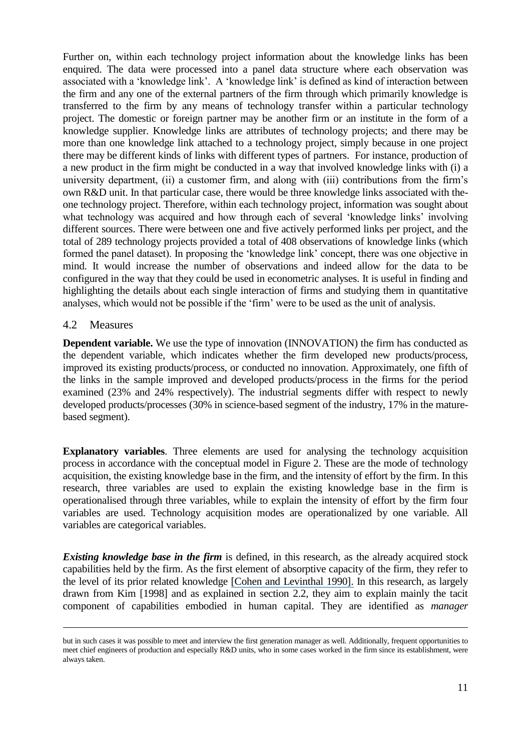Further on, within each technology project information about the knowledge links has been enquired. The data were processed into a panel data structure where each observation was associated with a 'knowledge link'. A 'knowledge link' is defined as kind of interaction between the firm and any one of the external partners of the firm through which primarily knowledge is transferred to the firm by any means of technology transfer within a particular technology project. The domestic or foreign partner may be another firm or an institute in the form of a knowledge supplier. Knowledge links are attributes of technology projects; and there may be more than one knowledge link attached to a technology project, simply because in one project there may be different kinds of links with different types of partners. For instance, production of a new product in the firm might be conducted in a way that involved knowledge links with (i) a university department, (ii) a customer firm, and along with (iii) contributions from the firm's own R&D unit. In that particular case, there would be three knowledge links associated with the-one technology project. Therefore, within each technology project, information was sought about what technology was acquired and how through each of several 'knowledge links' involving different sources. There were between one and five actively performed links per project, and the total of 289 technology projects provided a total of 408 observations of knowledge links (which formed the panel dataset). In proposing the 'knowledge link' concept, there was one objective in mind. It would increase the number of observations and indeed allow for the data to be configured in the way that they could be used in econometric analyses. It is useful in finding and highlighting the details about each single interaction of firms and studying them in quantitative analyses, which would not be possible if the 'firm' were to be used as the unit of analysis.

## 4.2 Measures

**Dependent variable.** We use the type of innovation (INNOVATION) the firm has conducted as the dependent variable, which indicates whether the firm developed new products/process, improved its existing products/process, or conducted no innovation. Approximately, one fifth of the links in the sample improved and developed products/process in the firms for the period examined (23% and 24% respectively). The industrial segments differ with respect to newly developed products/processes (30% in science-based segment of the industry, 17% in the mature-based segment).

**Explanatory variables**. Three elements are used for analysing the technology acquisition process in accordance with the conceptual model in Figure 2. These are the mode of technology acquisition, the existing knowledge base in the firm, and the intensity of effort by the firm. In this research, three variables are used to explain the existing knowledge base in the firm is operationalised through three variables, while to explain the intensity of effort by the firm four variables are used. Technology acquisition modes are operationalized by one variable. All variables are categorical variables.

***Existing knowledge base in the firm*** is defined, in this research, as the already acquired stock capabilities held by the firm. As the first element of absorptive capacity of the firm, they refer to the level of its prior related knowledge [Cohen and Levinthal 1990]. In this research, as largely drawn from Kim [1998] and as explained in section 2.2, they aim to explain mainly the tacit component of capabilities embodied in human capital. They are identified as *manager*

but in such cases it was possible to meet and interview the first generation manager as well. Additionally, frequent opportunities to meet chief engineers of production and especially R&D units, who in some cases worked in the firm since its establishment, were always taken.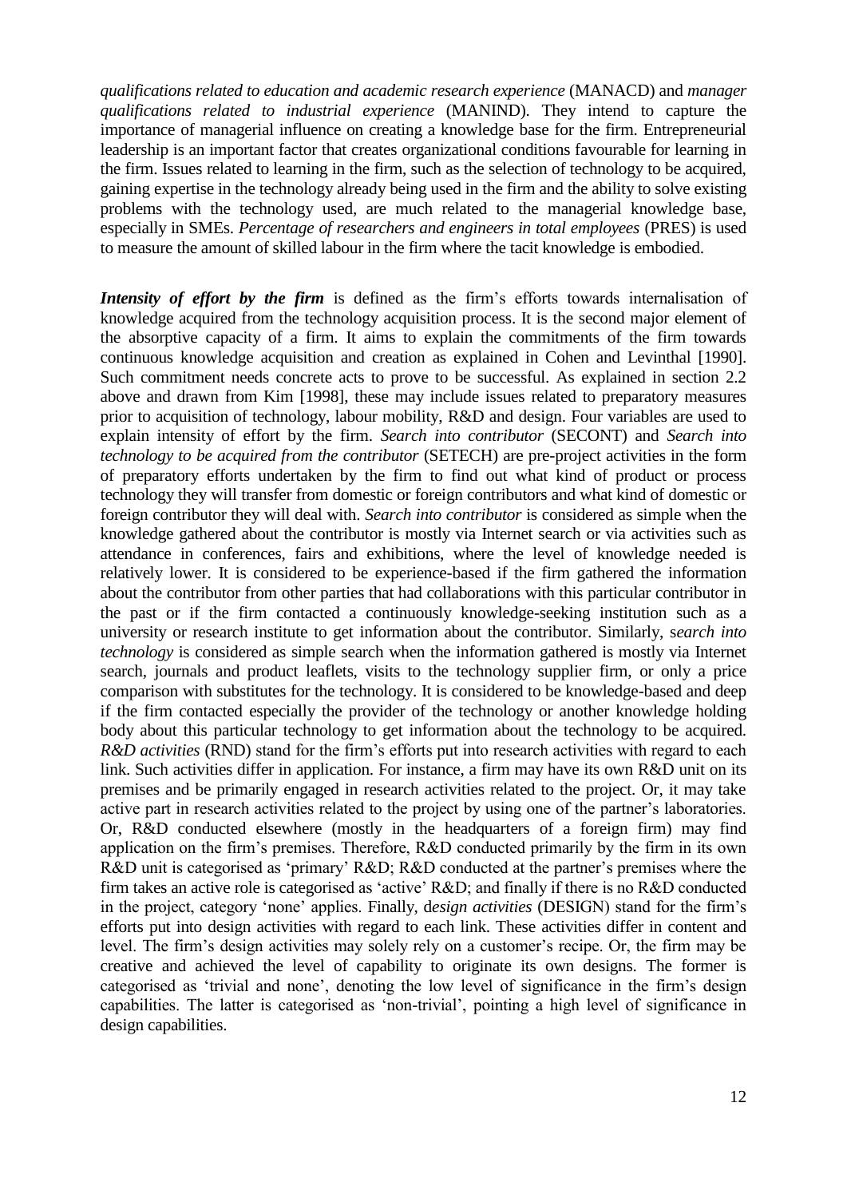*qualifications related to education and academic research experience* (MANACD) and *manager qualifications related to industrial experience* (MANIND). They intend to capture the importance of managerial influence on creating a knowledge base for the firm. Entrepreneurial leadership is an important factor that creates organizational conditions favourable for learning in the firm. Issues related to learning in the firm, such as the selection of technology to be acquired, gaining expertise in the technology already being used in the firm and the ability to solve existing problems with the technology used, are much related to the managerial knowledge base, especially in SMEs. *Percentage of researchers and engineers in total employees* (PRES) is used to measure the amount of skilled labour in the firm where the tacit knowledge is embodied.

***Intensity of effort by the firm*** is defined as the firm's efforts towards internalisation of knowledge acquired from the technology acquisition process. It is the second major element of the absorptive capacity of a firm. It aims to explain the commitments of the firm towards continuous knowledge acquisition and creation as explained in Cohen and Levinthal [1990]. Such commitment needs concrete acts to prove to be successful. As explained in section 2.2 above and drawn from Kim [1998], these may include issues related to preparatory measures prior to acquisition of technology, labour mobility, R&D and design. Four variables are used to explain intensity of effort by the firm. *Search into contributor* (SECONT) and *Search into technology to be acquired from the contributor* (SETECH) are pre-project activities in the form of preparatory efforts undertaken by the firm to find out what kind of product or process technology they will transfer from domestic or foreign contributors and what kind of domestic or foreign contributor they will deal with. *Search into contributor* is considered as simple when the knowledge gathered about the contributor is mostly via Internet search or via activities such as attendance in conferences, fairs and exhibitions, where the level of knowledge needed is relatively lower. It is considered to be experience-based if the firm gathered the information about the contributor from other parties that had collaborations with this particular contributor in the past or if the firm contacted a continuously knowledge-seeking institution such as a university or research institute to get information about the contributor. Similarly, s*earch into technology* is considered as simple search when the information gathered is mostly via Internet search, journals and product leaflets, visits to the technology supplier firm, or only a price comparison with substitutes for the technology. It is considered to be knowledge-based and deep if the firm contacted especially the provider of the technology or another knowledge holding body about this particular technology to get information about the technology to be acquired. *R&D activities* (RND) stand for the firm's efforts put into research activities with regard to each link. Such activities differ in application. For instance, a firm may have its own R&D unit on its premises and be primarily engaged in research activities related to the project. Or, it may take active part in research activities related to the project by using one of the partner's laboratories. Or, R&D conducted elsewhere (mostly in the headquarters of a foreign firm) may find application on the firm's premises. Therefore, R&D conducted primarily by the firm in its own R&D unit is categorised as 'primary' R&D; R&D conducted at the partner's premises where the firm takes an active role is categorised as 'active' R&D; and finally if there is no R&D conducted in the project, category 'none' applies. Finally, d*esign activities* (DESIGN) stand for the firm's efforts put into design activities with regard to each link. These activities differ in content and level. The firm's design activities may solely rely on a customer's recipe. Or, the firm may be creative and achieved the level of capability to originate its own designs. The former is categorised as 'trivial and none', denoting the low level of significance in the firm's design capabilities. The latter is categorised as 'non-trivial', pointing a high level of significance in design capabilities.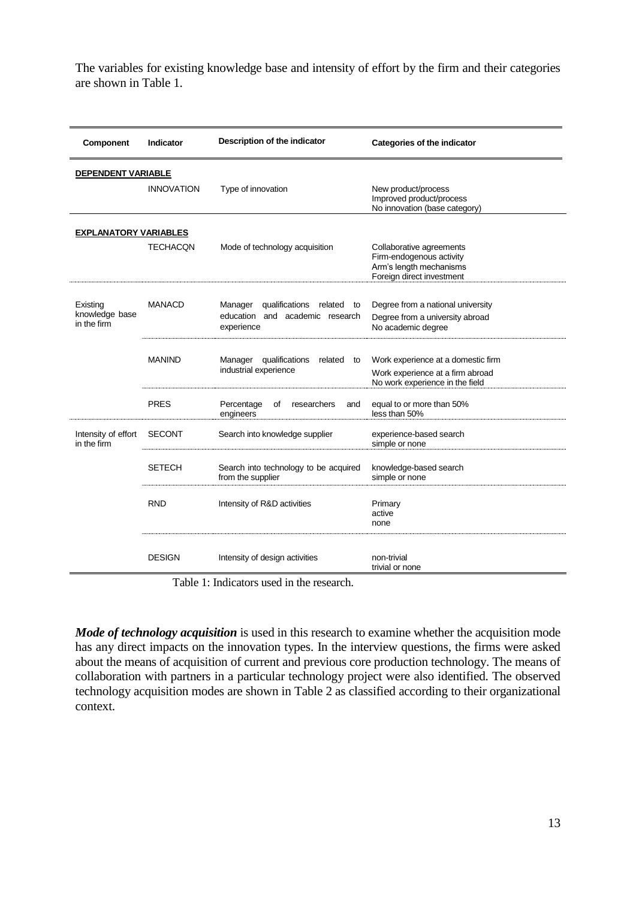The variables for existing knowledge base and intensity of effort by the firm and their categories are shown in Table 1.

| Component | Indicator | Description of the indicator | Categories of the indicator |
|---|---|---|---|
| **DEPENDENT VARIABLE** | | | |
| | INNOVATION | Type of innovation | New product/process<br>Improved product/process<br>No innovation (base category) |
| **EXPLANATORY VARIABLES** | | | |
| | TECHACQN | Mode of technology acquisition | Collaborative agreements<br>Firm-endogenous activity<br>Arm's length mechanisms<br>Foreign direct investment |
| Existing knowledge base in the firm | MANACD | Manager qualifications related to education and academic research experience | Degree from a national university<br>Degree from a university abroad<br>No academic degree |
| | MANIND | Manager qualifications related to industrial experience | Work experience at a domestic firm<br>Work experience at a firm abroad<br>No work experience in the field |
| | PRES | Percentage of researchers and engineers | equal to or more than 50%<br>less than 50% |
| Intensity of effort in the firm | SECONT | Search into knowledge supplier | experience-based search<br>simple or none |
| | SETECH | Search into technology to be acquired from the supplier | knowledge-based search<br>simple or none |
| | RND | Intensity of R&D activities | Primary<br>active<br>none |
| | DESIGN | Intensity of design activities | non-trivial<br>trivial or none |

Table 1: Indicators used in the research.

***Mode of technology acquisition*** is used in this research to examine whether the acquisition mode has any direct impacts on the innovation types. In the interview questions, the firms were asked about the means of acquisition of current and previous core production technology. The means of collaboration with partners in a particular technology project were also identified. The observed technology acquisition modes are shown in Table 2 as classified according to their organizational context.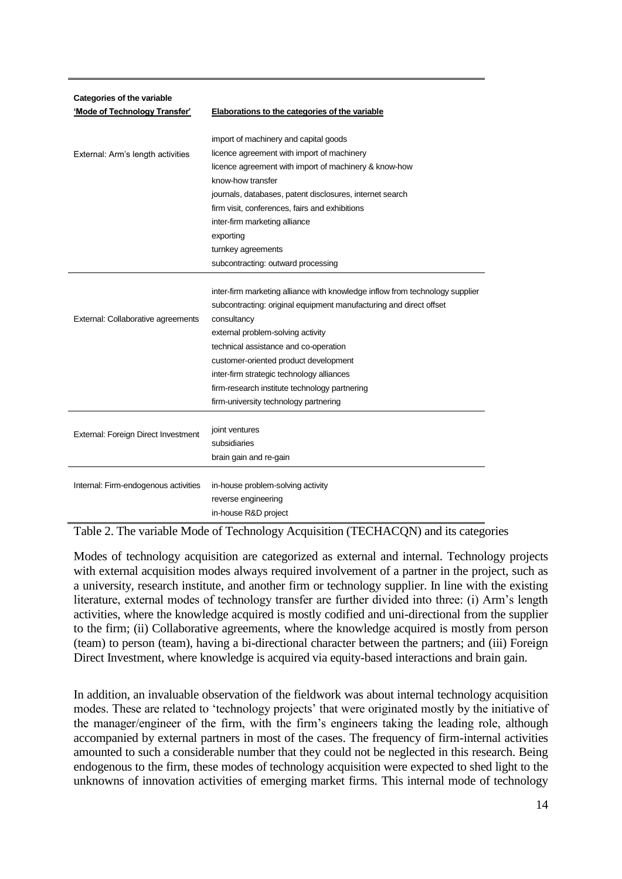| Categories of the variable 'Mode of Technology Transfer' | Elaborations to the categories of the variable |
|---|---|
| External: Arm's length activities | import of machinery and capital goods |
| | licence agreement with import of machinery |
| | licence agreement with import of machinery & know-how |
| | know-how transfer |
| | journals, databases, patent disclosures, internet search |
| | firm visit, conferences, fairs and exhibitions |
| | inter-firm marketing alliance |
| | exporting |
| | turnkey agreements |
| | subcontracting: outward processing |
| External: Collaborative agreements | inter-firm marketing alliance with knowledge inflow from technology supplier |
| | subcontracting: original equipment manufacturing and direct offset |
| | consultancy |
| | external problem-solving activity |
| | technical assistance and co-operation |
| | customer-oriented product development |
| | inter-firm strategic technology alliances |
| | firm-research institute technology partnering |
| | firm-university technology partnering |
| External: Foreign Direct Investment | joint ventures |
| | subsidiaries |
| | brain gain and re-gain |
| Internal: Firm-endogenous activities | in-house problem-solving activity |
| | reverse engineering |
| | in-house R&D project |

Table 2. The variable Mode of Technology Acquisition (TECHACQN) and its categories

Modes of technology acquisition are categorized as external and internal. Technology projects with external acquisition modes always required involvement of a partner in the project, such as a university, research institute, and another firm or technology supplier. In line with the existing literature, external modes of technology transfer are further divided into three: (i) Arm's length activities, where the knowledge acquired is mostly codified and uni-directional from the supplier to the firm; (ii) Collaborative agreements, where the knowledge acquired is mostly from person (team) to person (team), having a bi-directional character between the partners; and (iii) Foreign Direct Investment, where knowledge is acquired via equity-based interactions and brain gain.

In addition, an invaluable observation of the fieldwork was about internal technology acquisition modes. These are related to 'technology projects' that were originated mostly by the initiative of the manager/engineer of the firm, with the firm's engineers taking the leading role, although accompanied by external partners in most of the cases. The frequency of firm-internal activities amounted to such a considerable number that they could not be neglected in this research. Being endogenous to the firm, these modes of technology acquisition were expected to shed light to the unknowns of innovation activities of emerging market firms. This internal mode of technology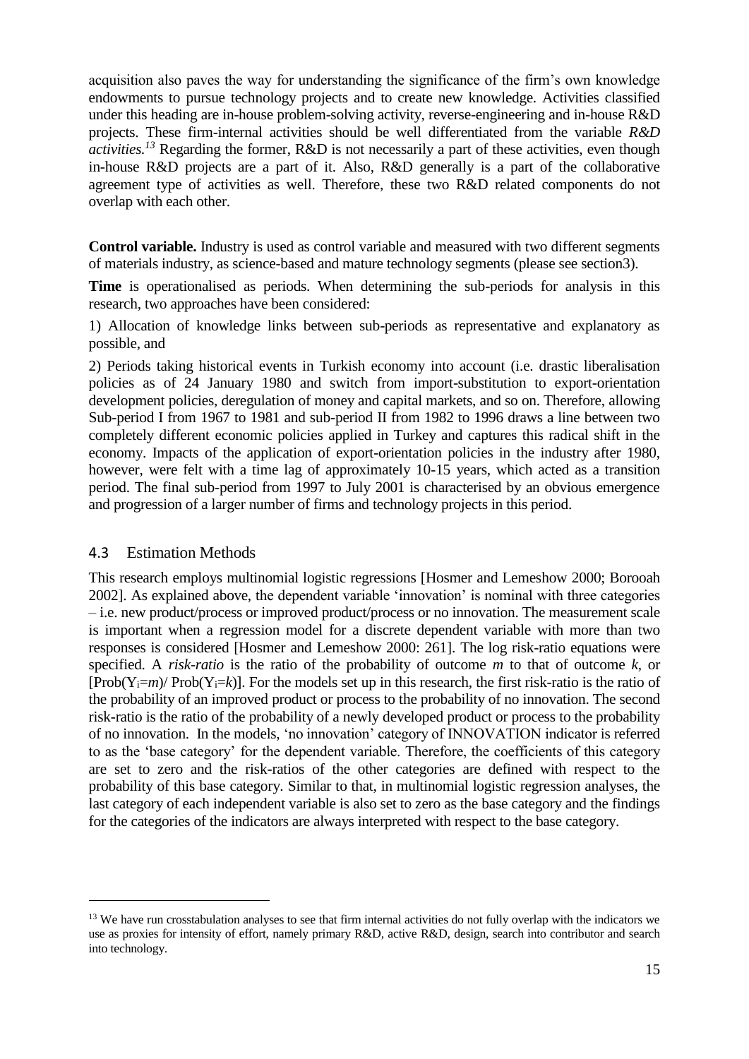acquisition also paves the way for understanding the significance of the firm's own knowledge endowments to pursue technology projects and to create new knowledge. Activities classified under this heading are in-house problem-solving activity, reverse-engineering and in-house R&D projects. These firm-internal activities should be well differentiated from the variable *R&D activities.*[13] Regarding the former, R&D is not necessarily a part of these activities, even though in-house R&D projects are a part of it. Also, R&D generally is a part of the collaborative agreement type of activities as well. Therefore, these two R&D related components do not overlap with each other.

**Control variable.** Industry is used as control variable and measured with two different segments of materials industry, as science-based and mature technology segments (please see section3).

**Time** is operationalised as periods. When determining the sub-periods for analysis in this research, two approaches have been considered:

1) Allocation of knowledge links between sub-periods as representative and explanatory as possible, and

2) Periods taking historical events in Turkish economy into account (i.e. drastic liberalisation policies as of 24 January 1980 and switch from import-substitution to export-orientation development policies, deregulation of money and capital markets, and so on. Therefore, allowing Sub-period I from 1967 to 1981 and sub-period II from 1982 to 1996 draws a line between two completely different economic policies applied in Turkey and captures this radical shift in the economy. Impacts of the application of export-orientation policies in the industry after 1980, however, were felt with a time lag of approximately 10-15 years, which acted as a transition period. The final sub-period from 1997 to July 2001 is characterised by an obvious emergence and progression of a larger number of firms and technology projects in this period.

## 4.3 Estimation Methods

This research employs multinomial logistic regressions [Hosmer and Lemeshow 2000; Borooah 2002]. As explained above, the dependent variable 'innovation' is nominal with three categories – i.e. new product/process or improved product/process or no innovation. The measurement scale is important when a regression model for a discrete dependent variable with more than two responses is considered [Hosmer and Lemeshow 2000: 261]. The log risk-ratio equations were specified. A *risk-ratio* is the ratio of the probability of outcome $m$ to that of outcome $k$, or $[\text{Prob}(Y_i=m)/\ \text{Prob}(Y_i=k)]$. For the models set up in this research, the first risk-ratio is the ratio of the probability of an improved product or process to the probability of no innovation. The second risk-ratio is the ratio of the probability of a newly developed product or process to the probability of no innovation. In the models, 'no innovation' category of INNOVATION indicator is referred to as the 'base category' for the dependent variable. Therefore, the coefficients of this category are set to zero and the risk-ratios of the other categories are defined with respect to the probability of this base category. Similar to that, in multinomial logistic regression analyses, the last category of each independent variable is also set to zero as the base category and the findings for the categories of the indicators are always interpreted with respect to the base category.

[13] We have run crosstabulation analyses to see that firm internal activities do not fully overlap with the indicators we use as proxies for intensity of effort, namely primary R&D, active R&D, design, search into contributor and search into technology.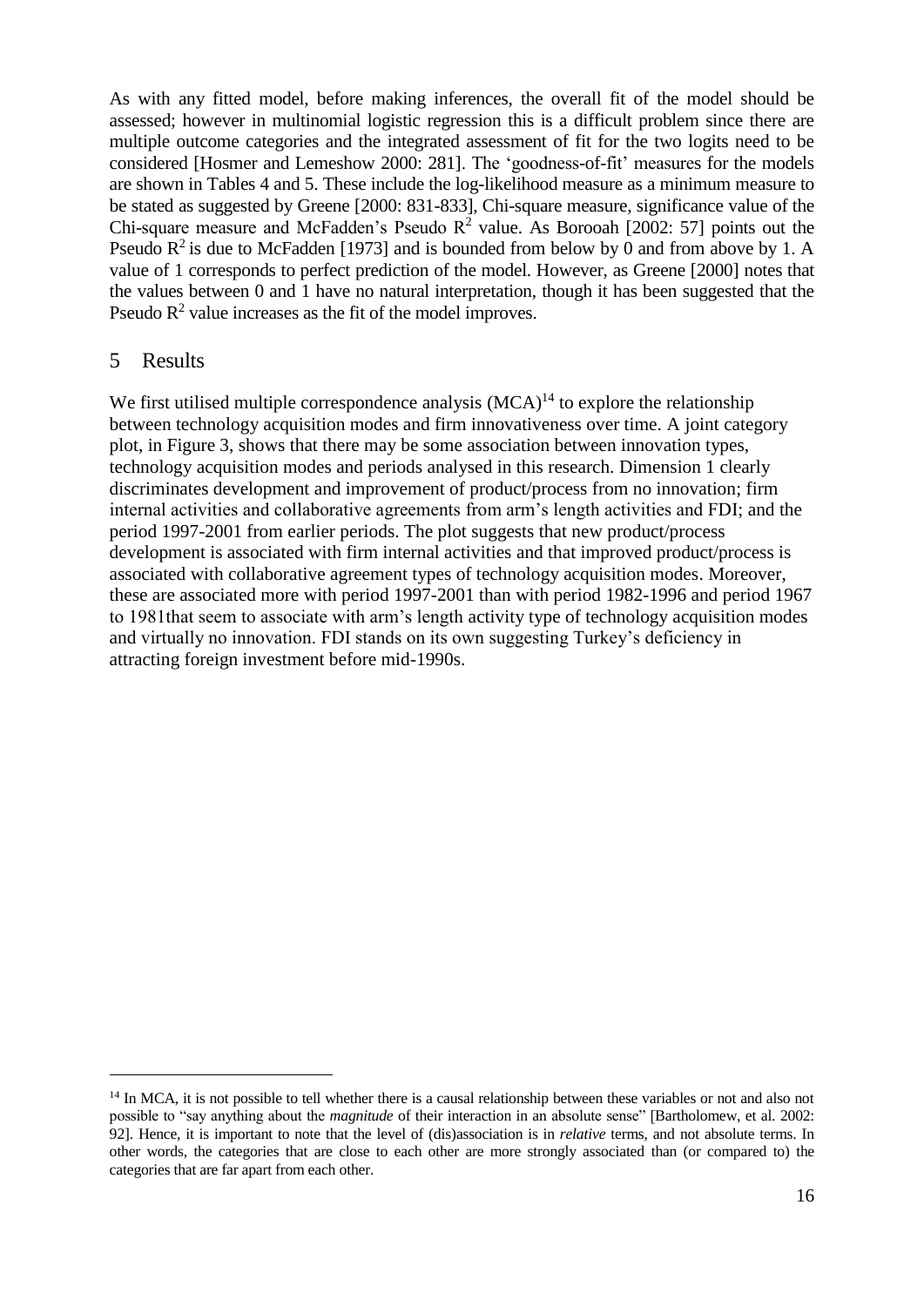As with any fitted model, before making inferences, the overall fit of the model should be assessed; however in multinomial logistic regression this is a difficult problem since there are multiple outcome categories and the integrated assessment of fit for the two logits need to be considered [Hosmer and Lemeshow 2000: 281]. The 'goodness-of-fit' measures for the models are shown in Tables 4 and 5. These include the log-likelihood measure as a minimum measure to be stated as suggested by Greene [2000: 831-833], Chi-square measure, significance value of the Chi-square measure and McFadden's Pseudo $R^2$ value. As Borooah [2002: 57] points out the Pseudo $R^2$ is due to McFadden [1973] and is bounded from below by 0 and from above by 1. A value of 1 corresponds to perfect prediction of the model. However, as Greene [2000] notes that the values between 0 and 1 have no natural interpretation, though it has been suggested that the Pseudo $R^2$ value increases as the fit of the model improves.

## 5 Results

We first utilised multiple correspondence analysis (MCA)[14] to explore the relationship between technology acquisition modes and firm innovativeness over time. A joint category plot, in Figure 3, shows that there may be some association between innovation types, technology acquisition modes and periods analysed in this research. Dimension 1 clearly discriminates development and improvement of product/process from no innovation; firm internal activities and collaborative agreements from arm's length activities and FDI; and the period 1997-2001 from earlier periods. The plot suggests that new product/process development is associated with firm internal activities and that improved product/process is associated with collaborative agreement types of technology acquisition modes. Moreover, these are associated more with period 1997-2001 than with period 1982-1996 and period 1967 to 1981that seem to associate with arm's length activity type of technology acquisition modes and virtually no innovation. FDI stands on its own suggesting Turkey's deficiency in attracting foreign investment before mid-1990s.

[14] In MCA, it is not possible to tell whether there is a causal relationship between these variables or not and also not possible to "say anything about the *magnitude* of their interaction in an absolute sense" [Bartholomew, et al. 2002: 92]. Hence, it is important to note that the level of (dis)association is in *relative* terms, and not absolute terms. In other words, the categories that are close to each other are more strongly associated than (or compared to) the categories that are far apart from each other.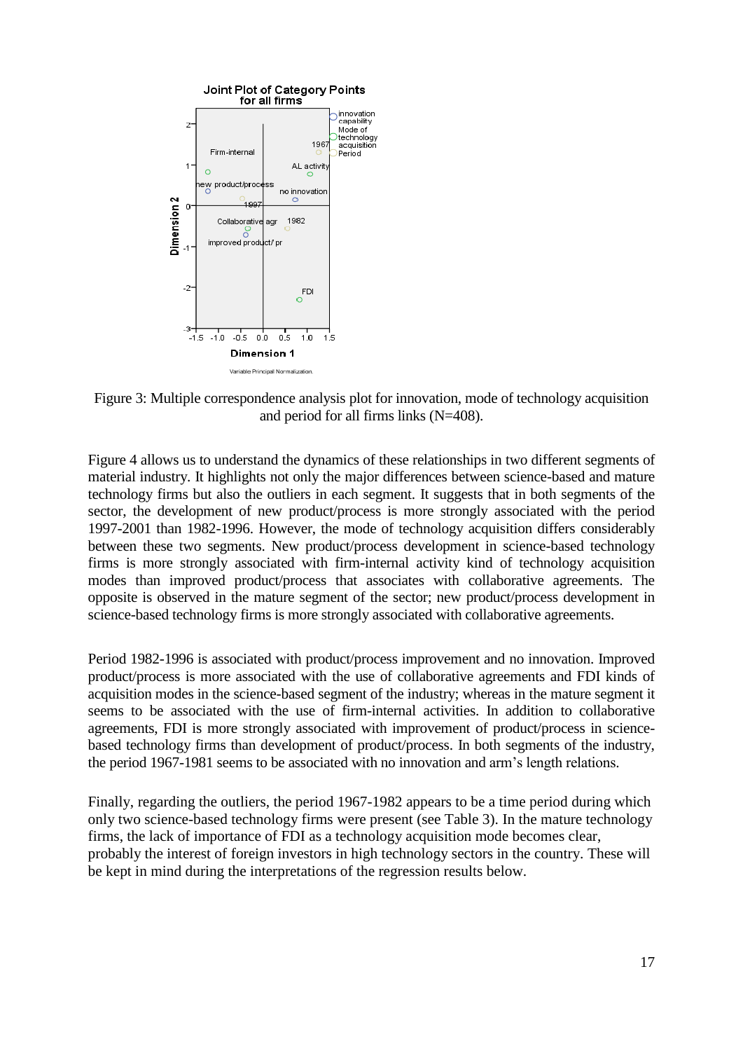Figure 3: Multiple correspondence analysis plot for innovation, mode of technology acquisition and period for all firms links (N=408).

Figure 4 allows us to understand the dynamics of these relationships in two different segments of material industry. It highlights not only the major differences between science-based and mature technology firms but also the outliers in each segment. It suggests that in both segments of the sector, the development of new product/process is more strongly associated with the period 1997-2001 than 1982-1996. However, the mode of technology acquisition differs considerably between these two segments. New product/process development in science-based technology firms is more strongly associated with firm-internal activity kind of technology acquisition modes than improved product/process that associates with collaborative agreements. The opposite is observed in the mature segment of the sector; new product/process development in science-based technology firms is more strongly associated with collaborative agreements.

Period 1982-1996 is associated with product/process improvement and no innovation. Improved product/process is more associated with the use of collaborative agreements and FDI kinds of acquisition modes in the science-based segment of the industry; whereas in the mature segment it seems to be associated with the use of firm-internal activities. In addition to collaborative agreements, FDI is more strongly associated with improvement of product/process in science-based technology firms than development of product/process. In both segments of the industry, the period 1967-1981 seems to be associated with no innovation and arm's length relations.

Finally, regarding the outliers, the period 1967-1982 appears to be a time period during which only two science-based technology firms were present (see Table 3). In the mature technology firms, the lack of importance of FDI as a technology acquisition mode becomes clear, probably the interest of foreign investors in high technology sectors in the country. These will be kept in mind during the interpretations of the regression results below.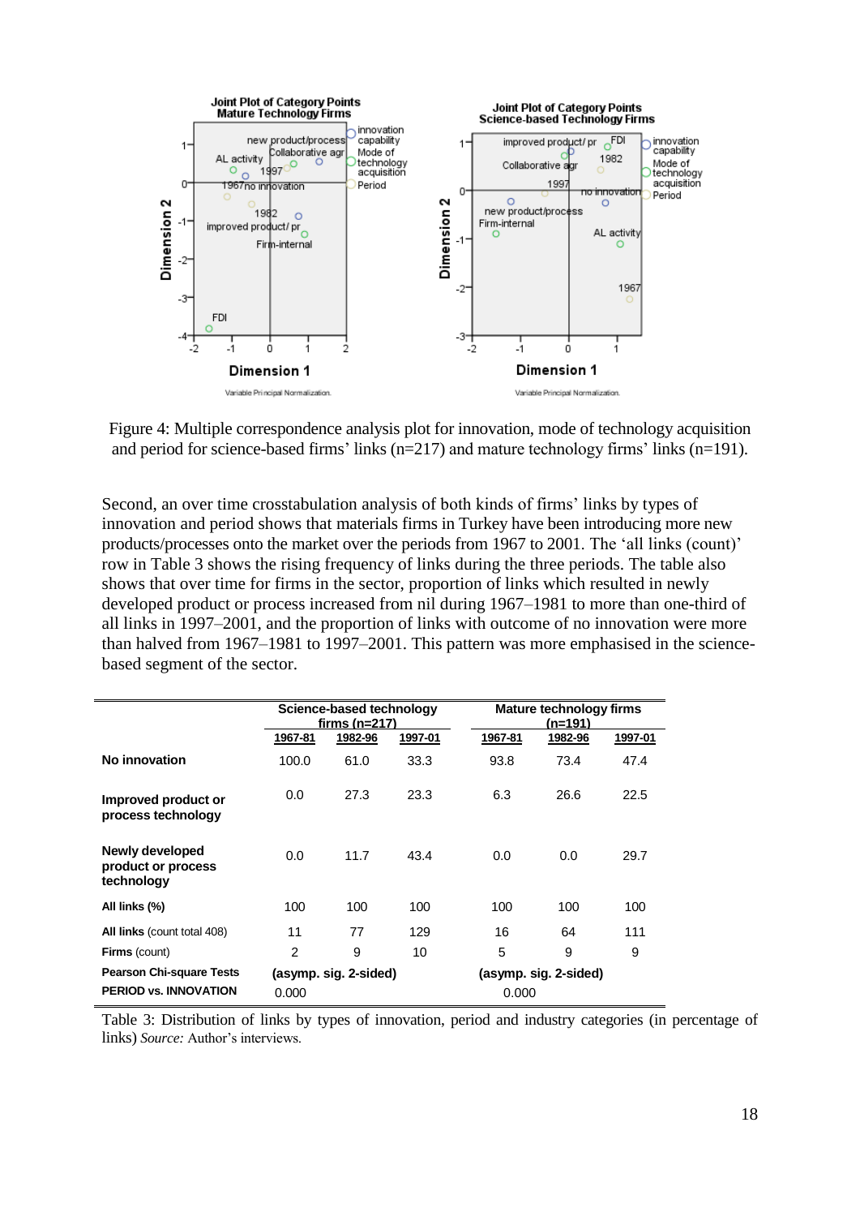Figure 4: Multiple correspondence analysis plot for innovation, mode of technology acquisition and period for science-based firms' links (n=217) and mature technology firms' links (n=191).

Second, an over time crosstabulation analysis of both kinds of firms' links by types of innovation and period shows that materials firms in Turkey have been introducing more new products/processes onto the market over the periods from 1967 to 2001. The 'all links (count)' row in Table 3 shows the rising frequency of links during the three periods. The table also shows that over time for firms in the sector, proportion of links which resulted in newly developed product or process increased from nil during 1967–1981 to more than one-third of all links in 1997–2001, and the proportion of links with outcome of no innovation were more than halved from 1967–1981 to 1997–2001. This pattern was more emphasised in the science-based segment of the sector.

| | Science-based technology firms (n=217) | | | Mature technology firms (n=191) | | |
|---|---|---|---|---|---|---|
| | 1967-81 | 1982-96 | 1997-01 | 1967-81 | 1982-96 | 1997-01 |
| **No innovation** | 100.0 | 61.0 | 33.3 | 93.8 | 73.4 | 47.4 |
| **Improved product or process technology** | 0.0 | 27.3 | 23.3 | 6.3 | 26.6 | 22.5 |
| **Newly developed product or process technology** | 0.0 | 11.7 | 43.4 | 0.0 | 0.0 | 29.7 |
| **All links (%)** | 100 | 100 | 100 | 100 | 100 | 100 |
| **All links** (count total 408) | 11 | 77 | 129 | 16 | 64 | 111 |
| **Firms** (count) | 2 | 9 | 10 | 5 | 9 | 9 |
| **Pearson Chi-square Tests** | (asymp. sig. 2-sided) | | | (asymp. sig. 2-sided) | | |
| **PERIOD vs. INNOVATION** | 0.000 | | | 0.000 | | |

Table 3: Distribution of links by types of innovation, period and industry categories (in percentage of links) *Source:* Author's interviews.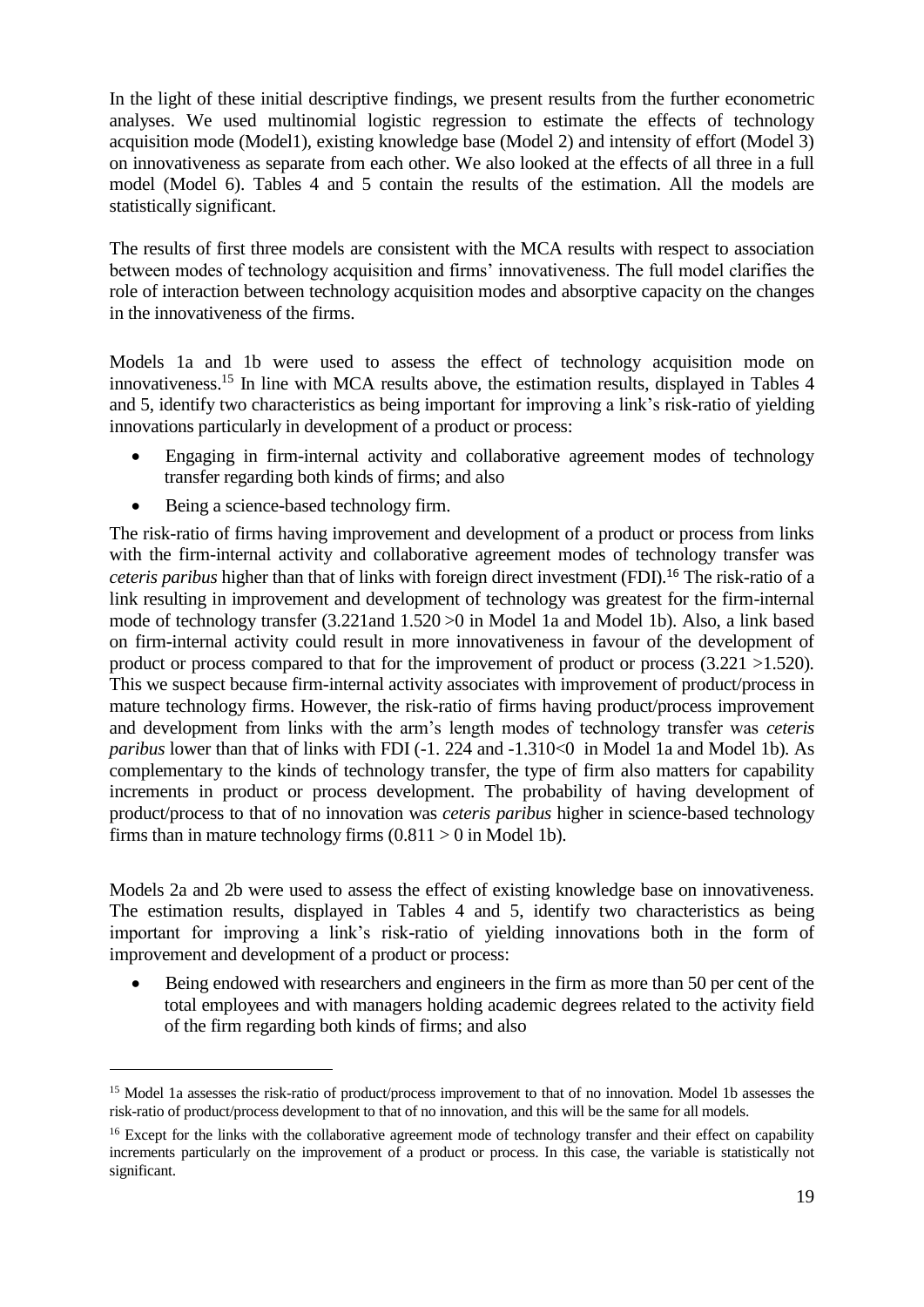In the light of these initial descriptive findings, we present results from the further econometric analyses. We used multinomial logistic regression to estimate the effects of technology acquisition mode (Model1), existing knowledge base (Model 2) and intensity of effort (Model 3) on innovativeness as separate from each other. We also looked at the effects of all three in a full model (Model 6). Tables 4 and 5 contain the results of the estimation. All the models are statistically significant.

The results of first three models are consistent with the MCA results with respect to association between modes of technology acquisition and firms' innovativeness. The full model clarifies the role of interaction between technology acquisition modes and absorptive capacity on the changes in the innovativeness of the firms.

Models 1a and 1b were used to assess the effect of technology acquisition mode on innovativeness.[15] In line with MCA results above, the estimation results, displayed in Tables 4 and 5, identify two characteristics as being important for improving a link's risk-ratio of yielding innovations particularly in development of a product or process:

- Engaging in firm-internal activity and collaborative agreement modes of technology transfer regarding both kinds of firms; and also
- Being a science-based technology firm.

The risk-ratio of firms having improvement and development of a product or process from links with the firm-internal activity and collaborative agreement modes of technology transfer was *ceteris paribus* higher than that of links with foreign direct investment (FDI).[16] The risk-ratio of a link resulting in improvement and development of technology was greatest for the firm-internal mode of technology transfer (3.221and 1.520 >0 in Model 1a and Model 1b). Also, a link based on firm-internal activity could result in more innovativeness in favour of the development of product or process compared to that for the improvement of product or process (3.221 >1.520). This we suspect because firm-internal activity associates with improvement of product/process in mature technology firms. However, the risk-ratio of firms having product/process improvement and development from links with the arm's length modes of technology transfer was *ceteris paribus* lower than that of links with FDI (-1. 224 and -1.310<0 in Model 1a and Model 1b). As complementary to the kinds of technology transfer, the type of firm also matters for capability increments in product or process development. The probability of having development of product/process to that of no innovation was *ceteris paribus* higher in science-based technology firms than in mature technology firms (0.811 > 0 in Model 1b).

Models 2a and 2b were used to assess the effect of existing knowledge base on innovativeness. The estimation results, displayed in Tables 4 and 5, identify two characteristics as being important for improving a link's risk-ratio of yielding innovations both in the form of improvement and development of a product or process:

- Being endowed with researchers and engineers in the firm as more than 50 per cent of the total employees and with managers holding academic degrees related to the activity field of the firm regarding both kinds of firms; and also

---

[15] Model 1a assesses the risk-ratio of product/process improvement to that of no innovation. Model 1b assesses the risk-ratio of product/process development to that of no innovation, and this will be the same for all models.

[16] Except for the links with the collaborative agreement mode of technology transfer and their effect on capability increments particularly on the improvement of a product or process. In this case, the variable is statistically not significant.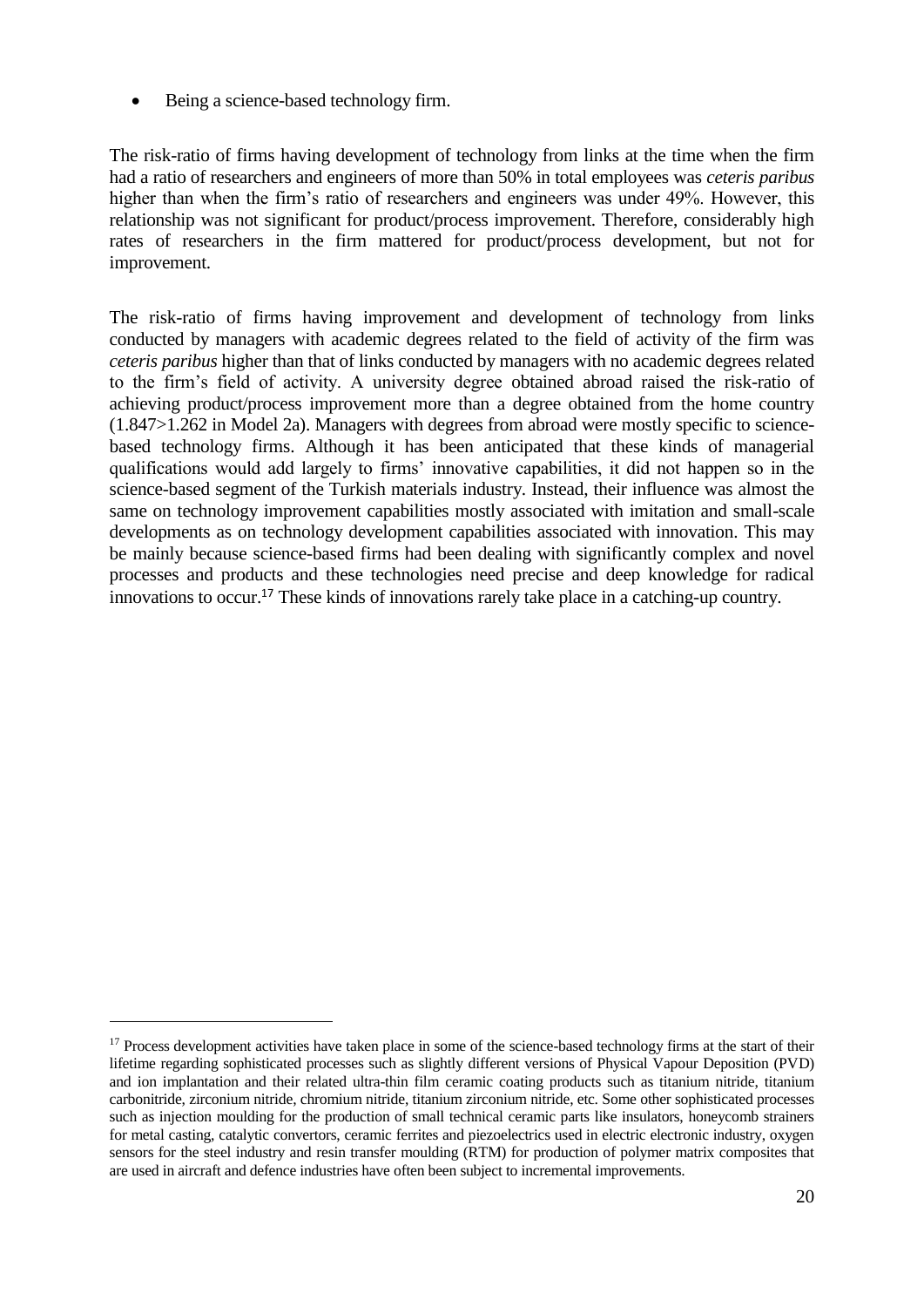- Being a science-based technology firm.

The risk-ratio of firms having development of technology from links at the time when the firm had a ratio of researchers and engineers of more than 50% in total employees was *ceteris paribus* higher than when the firm's ratio of researchers and engineers was under 49%. However, this relationship was not significant for product/process improvement. Therefore, considerably high rates of researchers in the firm mattered for product/process development, but not for improvement.

The risk-ratio of firms having improvement and development of technology from links conducted by managers with academic degrees related to the field of activity of the firm was *ceteris paribus* higher than that of links conducted by managers with no academic degrees related to the firm's field of activity. A university degree obtained abroad raised the risk-ratio of achieving product/process improvement more than a degree obtained from the home country (1.847>1.262 in Model 2a). Managers with degrees from abroad were mostly specific to science-based technology firms. Although it has been anticipated that these kinds of managerial qualifications would add largely to firms' innovative capabilities, it did not happen so in the science-based segment of the Turkish materials industry. Instead, their influence was almost the same on technology improvement capabilities mostly associated with imitation and small-scale developments as on technology development capabilities associated with innovation. This may be mainly because science-based firms had been dealing with significantly complex and novel processes and products and these technologies need precise and deep knowledge for radical innovations to occur.[17] These kinds of innovations rarely take place in a catching-up country.

[17] Process development activities have taken place in some of the science-based technology firms at the start of their lifetime regarding sophisticated processes such as slightly different versions of Physical Vapour Deposition (PVD) and ion implantation and their related ultra-thin film ceramic coating products such as titanium nitride, titanium carbonitride, zirconium nitride, chromium nitride, titanium zirconium nitride, etc. Some other sophisticated processes such as injection moulding for the production of small technical ceramic parts like insulators, honeycomb strainers for metal casting, catalytic convertors, ceramic ferrites and piezoelectrics used in electric electronic industry, oxygen sensors for the steel industry and resin transfer moulding (RTM) for production of polymer matrix composites that are used in aircraft and defence industries have often been subject to incremental improvements.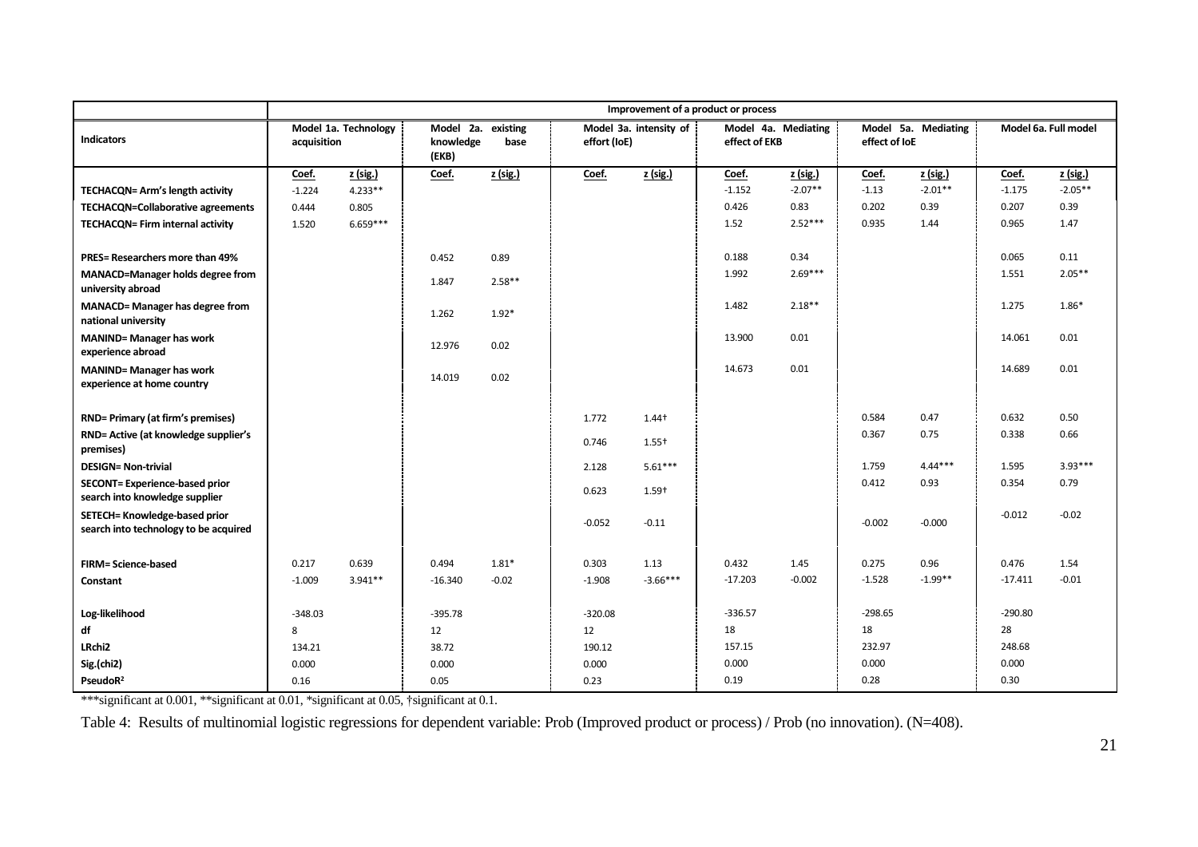| Indicators | Improvement of a product or process | | | | | | | | | | | |
|---|---|---|---|---|---|---|---|---|---|---|---|---|
| | Model 1a. Technology acquisition | | Model 2a. existing knowledge base (EKB) | | Model 3a. intensity of effort (IoE) | | Model 4a. Mediating effect of EKB | | Model 5a. Mediating effect of IoE | | Model 6a. Full model | |
| | Coef. | z (sig.) | Coef. | z (sig.) | Coef. | z (sig.) | Coef. | z (sig.) | Coef. | z (sig.) | Coef. | z (sig.) |
| **TECHACQN= Arm's length activity** | -1.224 | 4.233** | | | | | -1.152 | -2.07** | -1.13 | -2.01** | -1.175 | -2.05** |
| **TECHACQN=Collaborative agreements** | 0.444 | 0.805 | | | | | 0.426 | 0.83 | 0.202 | 0.39 | 0.207 | 0.39 |
| **TECHACQN= Firm internal activity** | 1.520 | 6.659*** | | | | | 1.52 | 2.52*** | 0.935 | 1.44 | 0.965 | 1.47 |
| **PRES= Researchers more than 49%** | | | 0.452 | 0.89 | | | 0.188 | 0.34 | | | 0.065 | 0.11 |
| **MANACD=Manager holds degree from university abroad** | | | 1.847 | 2.58** | | | 1.992 | 2.69*** | | | 1.551 | 2.05** |
| **MANACD= Manager has degree from national university** | | | 1.262 | 1.92* | | | 1.482 | 2.18** | | | 1.275 | 1.86* |
| **MANIND= Manager has work experience abroad** | | | 12.976 | 0.02 | | | 13.900 | 0.01 | | | 14.061 | 0.01 |
| **MANIND= Manager has work experience at home country** | | | 14.019 | 0.02 | | | 14.673 | 0.01 | | | 14.689 | 0.01 |
| **RND= Primary (at firm's premises)** | | | | | 1.772 | 1.44† | | | 0.584 | 0.47 | 0.632 | 0.50 |
| **RND= Active (at knowledge supplier's premises)** | | | | | 0.746 | 1.55† | | | 0.367 | 0.75 | 0.338 | 0.66 |
| **DESIGN= Non-trivial** | | | | | 2.128 | 5.61*** | | | 1.759 | 4.44*** | 1.595 | 3.93*** |
| **SECONT= Experience-based prior search into knowledge supplier** | | | | | 0.623 | 1.59† | | | 0.412 | 0.93 | 0.354 | 0.79 |
| **SETECH= Knowledge-based prior search into technology to be acquired** | | | | | -0.052 | -0.11 | | | -0.002 | -0.000 | -0.012 | -0.02 |
| **FIRM= Science-based** | 0.217 | 0.639 | 0.494 | 1.81* | 0.303 | 1.13 | 0.432 | 1.45 | 0.275 | 0.96 | 0.476 | 1.54 |
| **Constant** | -1.009 | 3.941** | -16.340 | -0.02 | -1.908 | -3.66*** | -17.203 | -0.002 | -1.528 | -1.99** | -17.411 | -0.01 |
| **Log-likelihood** | -348.03 | | -395.78 | | -320.08 | | -336.57 | | -298.65 | | -290.80 | |
| **df** | 8 | | 12 | | 12 | | 18 | | 18 | | 28 | |
| **LRchi2** | 134.21 | | 38.72 | | 190.12 | | 157.15 | | 232.97 | | 248.68 | |
| **Sig.(chi2)** | 0.000 | | 0.000 | | 0.000 | | 0.000 | | 0.000 | | 0.000 | |
| **PseudoR²** | 0.16 | | 0.05 | | 0.23 | | 0.19 | | 0.28 | | 0.30 | |

***significant at 0.001, **significant at 0.01, *significant at 0.05, †significant at 0.1.

Table 4: Results of multinomial logistic regressions for dependent variable: Prob (Improved product or process) / Prob (no innovation). (N=408).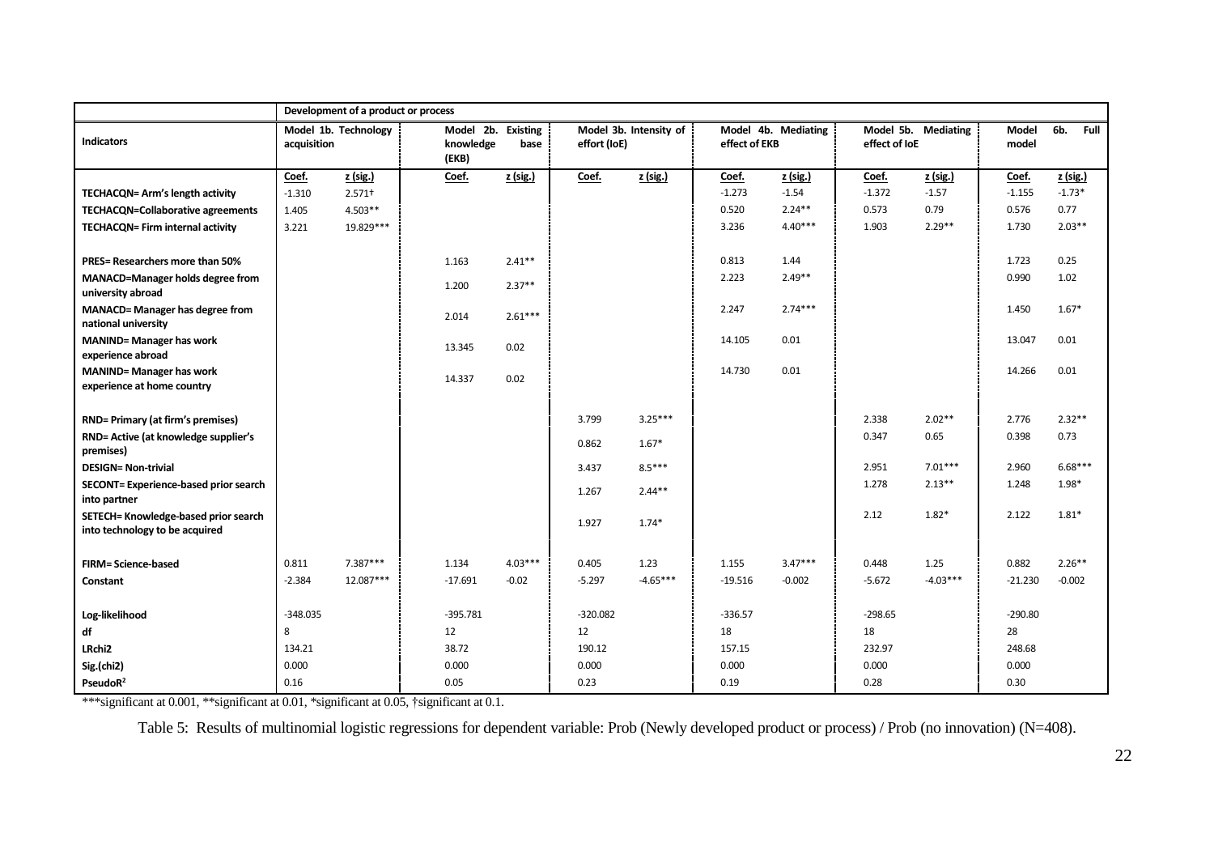| Indicators | Development of a product or process | | | | | | | | | | | |
|---|---|---|---|---|---|---|---|---|---|---|---|---|
| | Model 1b. Technology acquisition | | Model 2b. Existing knowledge base (EKB) | | Model 3b. Intensity of effort (IoE) | | Model 4b. Mediating effect of EKB | | Model 5b. Mediating effect of IoE | | Model 6b. Full model | |
| | Coef. | z (sig.) | Coef. | z (sig.) | Coef. | z (sig.) | Coef. | z (sig.) | Coef. | z (sig.) | Coef. | z (sig.) |
| **TECHACQN= Arm's length activity** | -1.310 | 2.571† | | | | | -1.273 | -1.54 | -1.372 | -1.57 | -1.155 | -1.73* |
| **TECHACQN=Collaborative agreements** | 1.405 | 4.503** | | | | | 0.520 | 2.24** | 0.573 | 0.79 | 0.576 | 0.77 |
| **TECHACQN= Firm internal activity** | 3.221 | 19.829*** | | | | | 3.236 | 4.40*** | 1.903 | 2.29** | 1.730 | 2.03** |
| **PRES= Researchers more than 50%** | | | 1.163 | 2.41** | | | 0.813 | 1.44 | | | 1.723 | 0.25 |
| **MANACD=Manager holds degree from university abroad** | | | 1.200 | 2.37** | | | 2.223 | 2.49** | | | 0.990 | 1.02 |
| **MANACD= Manager has degree from national university** | | | 2.014 | 2.61*** | | | 2.247 | 2.74*** | | | 1.450 | 1.67* |
| **MANIND= Manager has work experience abroad** | | | 13.345 | 0.02 | | | 14.105 | 0.01 | | | 13.047 | 0.01 |
| **MANIND= Manager has work experience at home country** | | | 14.337 | 0.02 | | | 14.730 | 0.01 | | | 14.266 | 0.01 |
| **RND= Primary (at firm's premises)** | | | | | 3.799 | 3.25*** | | | 2.338 | 2.02** | 2.776 | 2.32** |
| **RND= Active (at knowledge supplier's premises)** | | | | | 0.862 | 1.67* | | | 0.347 | 0.65 | 0.398 | 0.73 |
| **DESIGN= Non-trivial** | | | | | 3.437 | 8.5*** | | | 2.951 | 7.01*** | 2.960 | 6.68*** |
| **SECONT= Experience-based prior search into partner** | | | | | 1.267 | 2.44** | | | 1.278 | 2.13** | 1.248 | 1.98* |
| **SETECH= Knowledge-based prior search into technology to be acquired** | | | | | 1.927 | 1.74* | | | 2.12 | 1.82* | 2.122 | 1.81* |
| **FIRM= Science-based** | 0.811 | 7.387*** | 1.134 | 4.03*** | 0.405 | 1.23 | 1.155 | 3.47*** | 0.448 | 1.25 | 0.882 | 2.26** |
| **Constant** | -2.384 | 12.087*** | -17.691 | -0.02 | -5.297 | -4.65*** | -19.516 | -0.002 | -5.672 | -4.03*** | -21.230 | -0.002 |
| **Log-likelihood** | -348.035 | | -395.781 | | -320.082 | | -336.57 | | -298.65 | | -290.80 | |
| **df** | 8 | | 12 | | 12 | | 18 | | 18 | | 28 | |
| **LRchi2** | 134.21 | | 38.72 | | 190.12 | | 157.15 | | 232.97 | | 248.68 | |
| **Sig.(chi2)** | 0.000 | | 0.000 | | 0.000 | | 0.000 | | 0.000 | | 0.000 | |
| **PseudoR$^2$** | 0.16 | | 0.05 | | 0.23 | | 0.19 | | 0.28 | | 0.30 | |

***significant at 0.001, **significant at 0.01, *significant at 0.05, †significant at 0.1.

Table 5: Results of multinomial logistic regressions for dependent variable: Prob (Newly developed product or process) / Prob (no innovation) (N=408).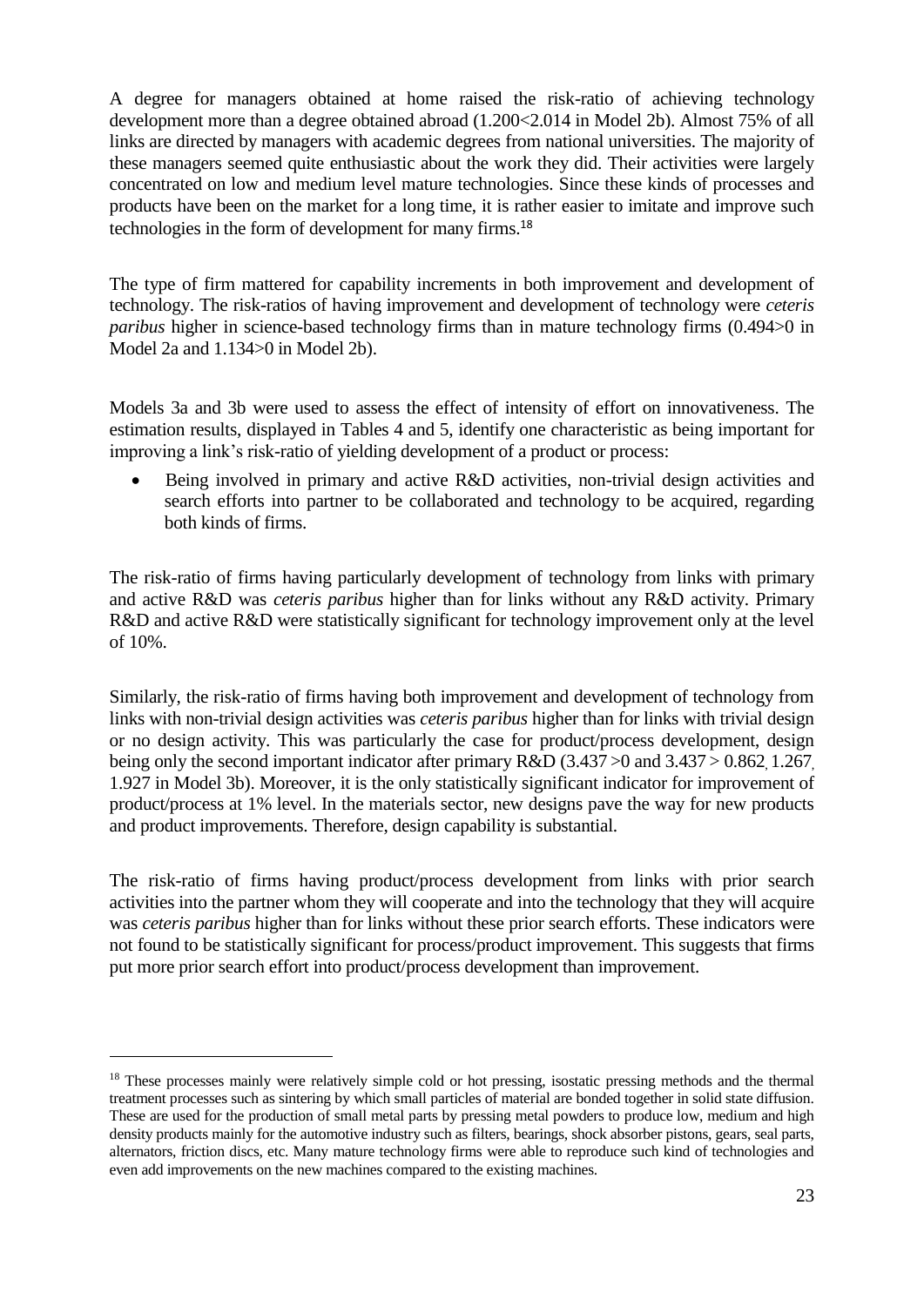A degree for managers obtained at home raised the risk-ratio of achieving technology development more than a degree obtained abroad (1.200<2.014 in Model 2b). Almost 75% of all links are directed by managers with academic degrees from national universities. The majority of these managers seemed quite enthusiastic about the work they did. Their activities were largely concentrated on low and medium level mature technologies. Since these kinds of processes and products have been on the market for a long time, it is rather easier to imitate and improve such technologies in the form of development for many firms.[18]

The type of firm mattered for capability increments in both improvement and development of technology. The risk-ratios of having improvement and development of technology were *ceteris paribus* higher in science-based technology firms than in mature technology firms (0.494>0 in Model 2a and 1.134>0 in Model 2b).

Models 3a and 3b were used to assess the effect of intensity of effort on innovativeness. The estimation results, displayed in Tables 4 and 5, identify one characteristic as being important for improving a link's risk-ratio of yielding development of a product or process:

- Being involved in primary and active R&D activities, non-trivial design activities and search efforts into partner to be collaborated and technology to be acquired, regarding both kinds of firms.

The risk-ratio of firms having particularly development of technology from links with primary and active R&D was *ceteris paribus* higher than for links without any R&D activity. Primary R&D and active R&D were statistically significant for technology improvement only at the level of 10%.

Similarly, the risk-ratio of firms having both improvement and development of technology from links with non-trivial design activities was *ceteris paribus* higher than for links with trivial design or no design activity. This was particularly the case for product/process development, design being only the second important indicator after primary R&D (3.437 >0 and 3.437 > 0.862, 1.267, 1.927 in Model 3b). Moreover, it is the only statistically significant indicator for improvement of product/process at 1% level. In the materials sector, new designs pave the way for new products and product improvements. Therefore, design capability is substantial.

The risk-ratio of firms having product/process development from links with prior search activities into the partner whom they will cooperate and into the technology that they will acquire was *ceteris paribus* higher than for links without these prior search efforts. These indicators were not found to be statistically significant for process/product improvement. This suggests that firms put more prior search effort into product/process development than improvement.

[18] These processes mainly were relatively simple cold or hot pressing, isostatic pressing methods and the thermal treatment processes such as sintering by which small particles of material are bonded together in solid state diffusion. These are used for the production of small metal parts by pressing metal powders to produce low, medium and high density products mainly for the automotive industry such as filters, bearings, shock absorber pistons, gears, seal parts, alternators, friction discs, etc. Many mature technology firms were able to reproduce such kind of technologies and even add improvements on the new machines compared to the existing machines.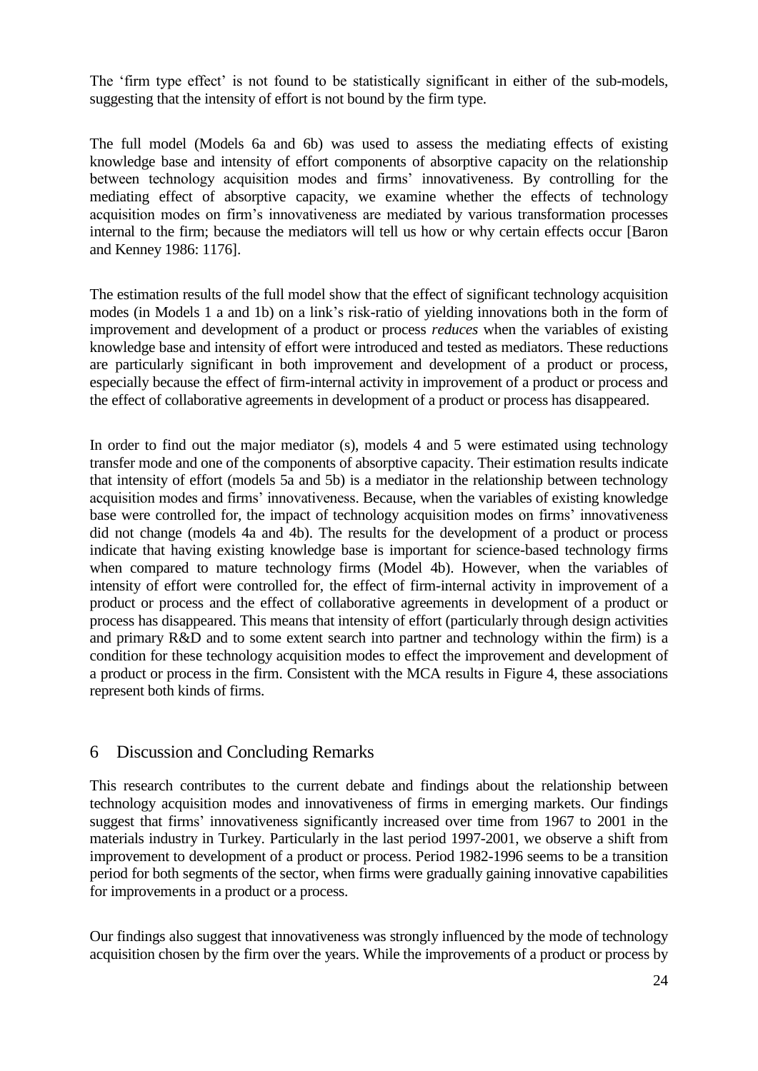The 'firm type effect' is not found to be statistically significant in either of the sub-models, suggesting that the intensity of effort is not bound by the firm type.

The full model (Models 6a and 6b) was used to assess the mediating effects of existing knowledge base and intensity of effort components of absorptive capacity on the relationship between technology acquisition modes and firms' innovativeness. By controlling for the mediating effect of absorptive capacity, we examine whether the effects of technology acquisition modes on firm's innovativeness are mediated by various transformation processes internal to the firm; because the mediators will tell us how or why certain effects occur [Baron and Kenney 1986: 1176].

The estimation results of the full model show that the effect of significant technology acquisition modes (in Models 1 a and 1b) on a link's risk-ratio of yielding innovations both in the form of improvement and development of a product or process *reduces* when the variables of existing knowledge base and intensity of effort were introduced and tested as mediators. These reductions are particularly significant in both improvement and development of a product or process, especially because the effect of firm-internal activity in improvement of a product or process and the effect of collaborative agreements in development of a product or process has disappeared.

In order to find out the major mediator (s), models 4 and 5 were estimated using technology transfer mode and one of the components of absorptive capacity. Their estimation results indicate that intensity of effort (models 5a and 5b) is a mediator in the relationship between technology acquisition modes and firms' innovativeness. Because, when the variables of existing knowledge base were controlled for, the impact of technology acquisition modes on firms' innovativeness did not change (models 4a and 4b). The results for the development of a product or process indicate that having existing knowledge base is important for science-based technology firms when compared to mature technology firms (Model 4b). However, when the variables of intensity of effort were controlled for, the effect of firm-internal activity in improvement of a product or process and the effect of collaborative agreements in development of a product or process has disappeared. This means that intensity of effort (particularly through design activities and primary R&D and to some extent search into partner and technology within the firm) is a condition for these technology acquisition modes to effect the improvement and development of a product or process in the firm. Consistent with the MCA results in Figure 4, these associations represent both kinds of firms.

## 6 Discussion and Concluding Remarks

This research contributes to the current debate and findings about the relationship between technology acquisition modes and innovativeness of firms in emerging markets. Our findings suggest that firms' innovativeness significantly increased over time from 1967 to 2001 in the materials industry in Turkey. Particularly in the last period 1997-2001, we observe a shift from improvement to development of a product or process. Period 1982-1996 seems to be a transition period for both segments of the sector, when firms were gradually gaining innovative capabilities for improvements in a product or a process.

Our findings also suggest that innovativeness was strongly influenced by the mode of technology acquisition chosen by the firm over the years. While the improvements of a product or process by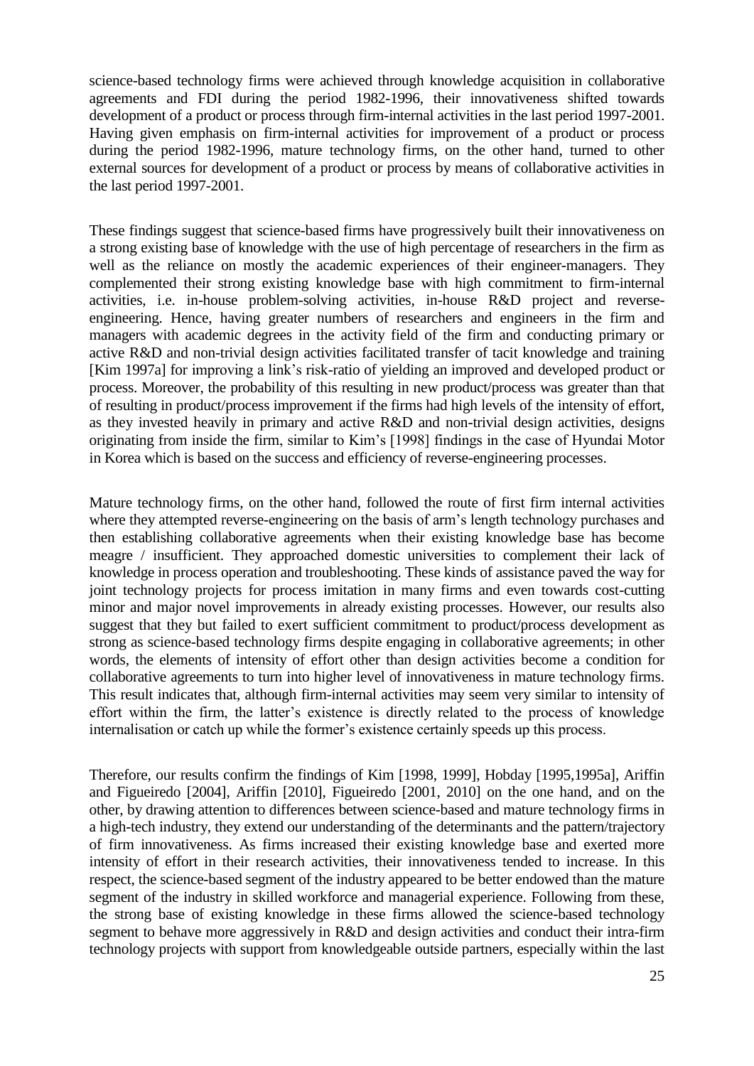science-based technology firms were achieved through knowledge acquisition in collaborative agreements and FDI during the period 1982-1996, their innovativeness shifted towards development of a product or process through firm-internal activities in the last period 1997-2001. Having given emphasis on firm-internal activities for improvement of a product or process during the period 1982-1996, mature technology firms, on the other hand, turned to other external sources for development of a product or process by means of collaborative activities in the last period 1997-2001.

These findings suggest that science-based firms have progressively built their innovativeness on a strong existing base of knowledge with the use of high percentage of researchers in the firm as well as the reliance on mostly the academic experiences of their engineer-managers. They complemented their strong existing knowledge base with high commitment to firm-internal activities, i.e. in-house problem-solving activities, in-house R&D project and reverse-engineering. Hence, having greater numbers of researchers and engineers in the firm and managers with academic degrees in the activity field of the firm and conducting primary or active R&D and non-trivial design activities facilitated transfer of tacit knowledge and training [Kim 1997a] for improving a link's risk-ratio of yielding an improved and developed product or process. Moreover, the probability of this resulting in new product/process was greater than that of resulting in product/process improvement if the firms had high levels of the intensity of effort, as they invested heavily in primary and active R&D and non-trivial design activities, designs originating from inside the firm, similar to Kim's [1998] findings in the case of Hyundai Motor in Korea which is based on the success and efficiency of reverse-engineering processes.

Mature technology firms, on the other hand, followed the route of first firm internal activities where they attempted reverse-engineering on the basis of arm's length technology purchases and then establishing collaborative agreements when their existing knowledge base has become meagre / insufficient. They approached domestic universities to complement their lack of knowledge in process operation and troubleshooting. These kinds of assistance paved the way for joint technology projects for process imitation in many firms and even towards cost-cutting minor and major novel improvements in already existing processes. However, our results also suggest that they but failed to exert sufficient commitment to product/process development as strong as science-based technology firms despite engaging in collaborative agreements; in other words, the elements of intensity of effort other than design activities become a condition for collaborative agreements to turn into higher level of innovativeness in mature technology firms. This result indicates that, although firm-internal activities may seem very similar to intensity of effort within the firm, the latter's existence is directly related to the process of knowledge internalisation or catch up while the former's existence certainly speeds up this process.

Therefore, our results confirm the findings of Kim [1998, 1999], Hobday [1995,1995a], Ariffin and Figueiredo [2004], Ariffin [2010], Figueiredo [2001, 2010] on the one hand, and on the other, by drawing attention to differences between science-based and mature technology firms in a high-tech industry, they extend our understanding of the determinants and the pattern/trajectory of firm innovativeness. As firms increased their existing knowledge base and exerted more intensity of effort in their research activities, their innovativeness tended to increase. In this respect, the science-based segment of the industry appeared to be better endowed than the mature segment of the industry in skilled workforce and managerial experience. Following from these, the strong base of existing knowledge in these firms allowed the science-based technology segment to behave more aggressively in R&D and design activities and conduct their intra-firm technology projects with support from knowledgeable outside partners, especially within the last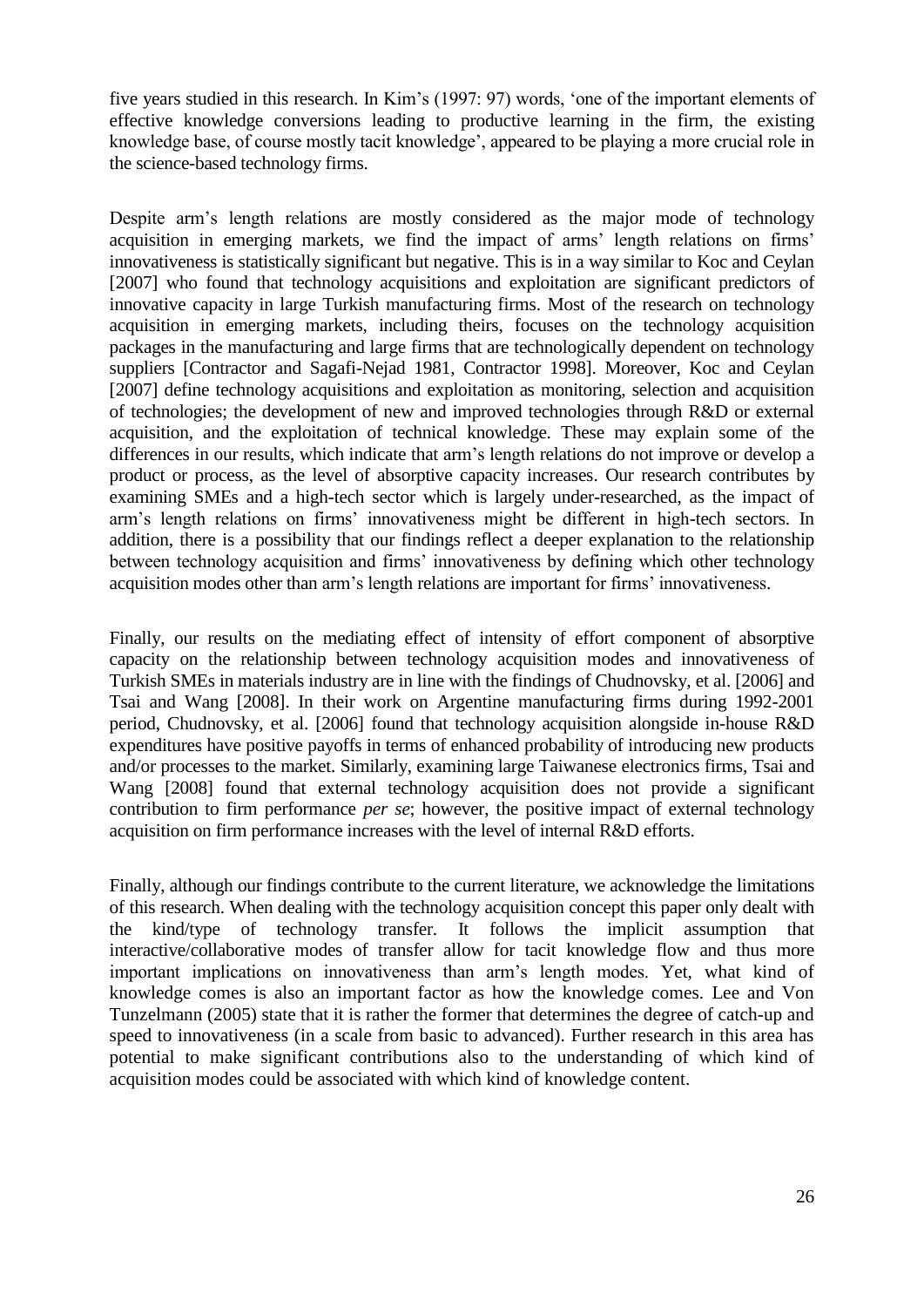five years studied in this research. In Kim's (1997: 97) words, 'one of the important elements of effective knowledge conversions leading to productive learning in the firm, the existing knowledge base, of course mostly tacit knowledge', appeared to be playing a more crucial role in the science-based technology firms.

Despite arm's length relations are mostly considered as the major mode of technology acquisition in emerging markets, we find the impact of arms' length relations on firms' innovativeness is statistically significant but negative. This is in a way similar to Koc and Ceylan [2007] who found that technology acquisitions and exploitation are significant predictors of innovative capacity in large Turkish manufacturing firms. Most of the research on technology acquisition in emerging markets, including theirs, focuses on the technology acquisition packages in the manufacturing and large firms that are technologically dependent on technology suppliers [Contractor and Sagafi-Nejad 1981, Contractor 1998]. Moreover, Koc and Ceylan [2007] define technology acquisitions and exploitation as monitoring, selection and acquisition of technologies; the development of new and improved technologies through R&D or external acquisition, and the exploitation of technical knowledge. These may explain some of the differences in our results, which indicate that arm's length relations do not improve or develop a product or process, as the level of absorptive capacity increases. Our research contributes by examining SMEs and a high-tech sector which is largely under-researched, as the impact of arm's length relations on firms' innovativeness might be different in high-tech sectors. In addition, there is a possibility that our findings reflect a deeper explanation to the relationship between technology acquisition and firms' innovativeness by defining which other technology acquisition modes other than arm's length relations are important for firms' innovativeness.

Finally, our results on the mediating effect of intensity of effort component of absorptive capacity on the relationship between technology acquisition modes and innovativeness of Turkish SMEs in materials industry are in line with the findings of Chudnovsky, et al. [2006] and Tsai and Wang [2008]. In their work on Argentine manufacturing firms during 1992-2001 period, Chudnovsky, et al. [2006] found that technology acquisition alongside in-house R&D expenditures have positive payoffs in terms of enhanced probability of introducing new products and/or processes to the market. Similarly, examining large Taiwanese electronics firms, Tsai and Wang [2008] found that external technology acquisition does not provide a significant contribution to firm performance *per se*; however, the positive impact of external technology acquisition on firm performance increases with the level of internal R&D efforts.

Finally, although our findings contribute to the current literature, we acknowledge the limitations of this research. When dealing with the technology acquisition concept this paper only dealt with the kind/type of technology transfer. It follows the implicit assumption that interactive/collaborative modes of transfer allow for tacit knowledge flow and thus more important implications on innovativeness than arm's length modes. Yet, what kind of knowledge comes is also an important factor as how the knowledge comes. Lee and Von Tunzelmann (2005) state that it is rather the former that determines the degree of catch-up and speed to innovativeness (in a scale from basic to advanced). Further research in this area has potential to make significant contributions also to the understanding of which kind of acquisition modes could be associated with which kind of knowledge content.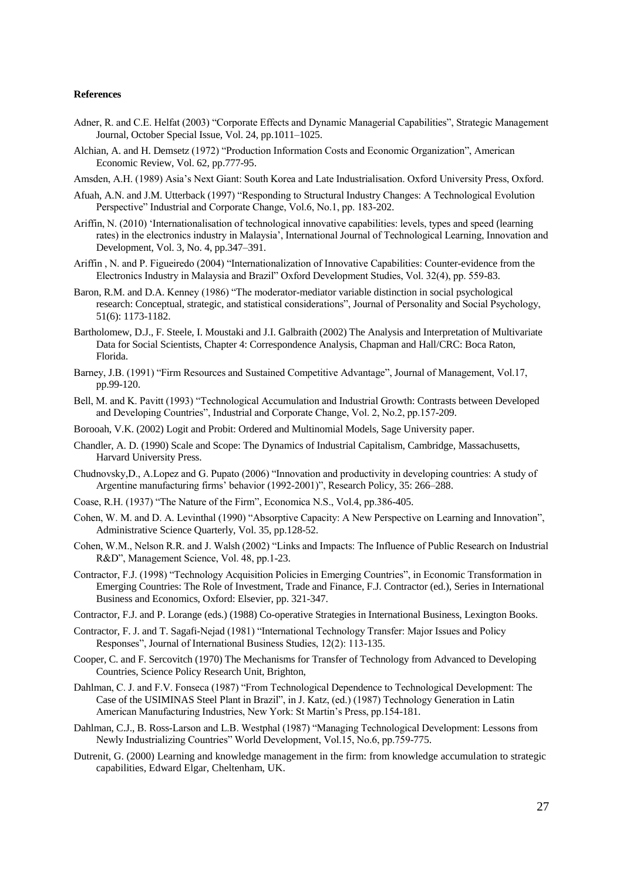**References**

Adner, R. and C.E. Helfat (2003) "Corporate Effects and Dynamic Managerial Capabilities", Strategic Management Journal, October Special Issue, Vol. 24, pp.1011–1025.

Alchian, A. and H. Demsetz (1972) "Production Information Costs and Economic Organization", American Economic Review, Vol. 62, pp.777-95.

Amsden, A.H. (1989) Asia's Next Giant: South Korea and Late Industrialisation. Oxford University Press, Oxford.

Afuah, A.N. and J.M. Utterback (1997) "Responding to Structural Industry Changes: A Technological Evolution Perspective" Industrial and Corporate Change, Vol.6, No.1, pp. 183-202.

Ariffin, N. (2010) 'Internationalisation of technological innovative capabilities: levels, types and speed (learning rates) in the electronics industry in Malaysia', International Journal of Technological Learning, Innovation and Development, Vol. 3, No. 4, pp.347–391.

Ariffin , N. and P. Figueiredo (2004) "Internationalization of Innovative Capabilities: Counter-evidence from the Electronics Industry in Malaysia and Brazil" Oxford Development Studies, Vol. 32(4), pp. 559-83.

Baron, R.M. and D.A. Kenney (1986) "The moderator-mediator variable distinction in social psychological research: Conceptual, strategic, and statistical considerations", Journal of Personality and Social Psychology, 51(6): 1173-1182.

Bartholomew, D.J., F. Steele, I. Moustaki and J.I. Galbraith (2002) The Analysis and Interpretation of Multivariate Data for Social Scientists, Chapter 4: Correspondence Analysis, Chapman and Hall/CRC: Boca Raton, Florida.

Barney, J.B. (1991) "Firm Resources and Sustained Competitive Advantage", Journal of Management, Vol.17, pp.99-120.

Bell, M. and K. Pavitt (1993) "Technological Accumulation and Industrial Growth: Contrasts between Developed and Developing Countries", Industrial and Corporate Change, Vol. 2, No.2, pp.157-209.

Borooah, V.K. (2002) Logit and Probit: Ordered and Multinomial Models, Sage University paper.

Chandler, A. D. (1990) Scale and Scope: The Dynamics of Industrial Capitalism, Cambridge, Massachusetts, Harvard University Press.

Chudnovsky,D., A.Lopez and G. Pupato (2006) "Innovation and productivity in developing countries: A study of Argentine manufacturing firms' behavior (1992-2001)", Research Policy, 35: 266–288.

Coase, R.H. (1937) "The Nature of the Firm", Economica N.S., Vol.4, pp.386-405.

Cohen, W. M. and D. A. Levinthal (1990) "Absorptive Capacity: A New Perspective on Learning and Innovation", Administrative Science Quarterly, Vol. 35, pp.128-52.

Cohen, W.M., Nelson R.R. and J. Walsh (2002) "Links and Impacts: The Influence of Public Research on Industrial R&D", Management Science, Vol. 48, pp.1-23.

Contractor, F.J. (1998) "Technology Acquisition Policies in Emerging Countries", in Economic Transformation in Emerging Countries: The Role of Investment, Trade and Finance, F.J. Contractor (ed.), Series in International Business and Economics, Oxford: Elsevier, pp. 321-347.

Contractor, F.J. and P. Lorange (eds.) (1988) Co-operative Strategies in International Business, Lexington Books.

Contractor, F. J. and T. Sagafi-Nejad (1981) "International Technology Transfer: Major Issues and Policy Responses", Journal of International Business Studies, 12(2): 113-135.

Cooper, C. and F. Sercovitch (1970) The Mechanisms for Transfer of Technology from Advanced to Developing Countries, Science Policy Research Unit, Brighton,

Dahlman, C. J. and F.V. Fonseca (1987) "From Technological Dependence to Technological Development: The Case of the USIMINAS Steel Plant in Brazil", in J. Katz, (ed.) (1987) Technology Generation in Latin American Manufacturing Industries, New York: St Martin's Press, pp.154-181.

Dahlman, C.J., B. Ross-Larson and L.B. Westphal (1987) "Managing Technological Development: Lessons from Newly Industrializing Countries" World Development, Vol.15, No.6, pp.759-775.

Dutrenit, G. (2000) Learning and knowledge management in the firm: from knowledge accumulation to strategic capabilities, Edward Elgar, Cheltenham, UK.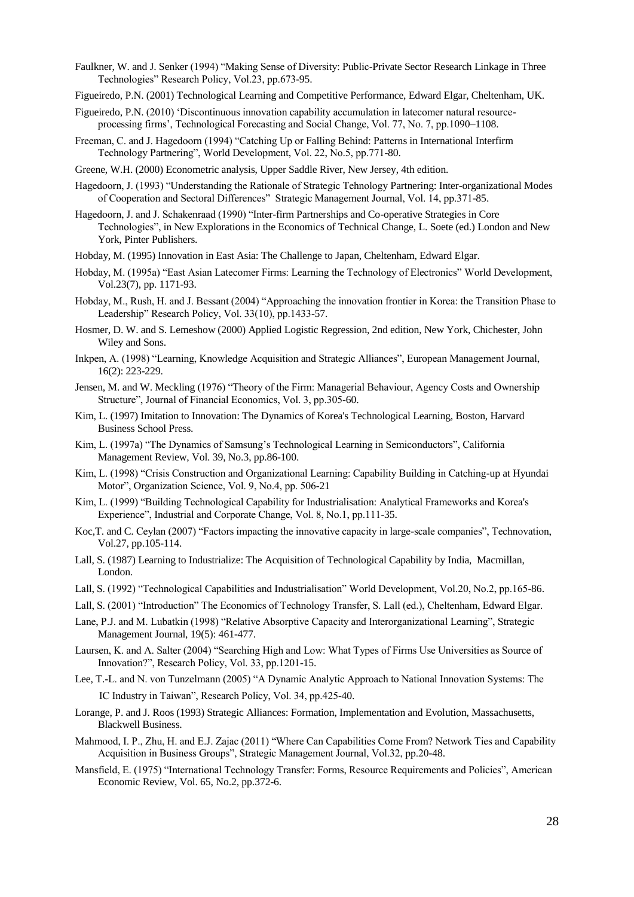Faulkner, W. and J. Senker (1994) "Making Sense of Diversity: Public-Private Sector Research Linkage in Three Technologies" Research Policy, Vol.23, pp.673-95.

Figueiredo, P.N. (2001) Technological Learning and Competitive Performance, Edward Elgar, Cheltenham, UK.

Figueiredo, P.N. (2010) 'Discontinuous innovation capability accumulation in latecomer natural resource-processing firms', Technological Forecasting and Social Change, Vol. 77, No. 7, pp.1090–1108.

Freeman, C. and J. Hagedoorn (1994) "Catching Up or Falling Behind: Patterns in International Interfirm Technology Partnering", World Development, Vol. 22, No.5, pp.771-80.

Greene, W.H. (2000) Econometric analysis, Upper Saddle River, New Jersey, 4th edition.

Hagedoorn, J. (1993) "Understanding the Rationale of Strategic Tehnology Partnering: Inter-organizational Modes of Cooperation and Sectoral Differences" Strategic Management Journal, Vol. 14, pp.371-85.

Hagedoorn, J. and J. Schakenraad (1990) "Inter-firm Partnerships and Co-operative Strategies in Core Technologies", in New Explorations in the Economics of Technical Change, L. Soete (ed.) London and New York, Pinter Publishers.

Hobday, M. (1995) Innovation in East Asia: The Challenge to Japan, Cheltenham, Edward Elgar.

Hobday, M. (1995a) "East Asian Latecomer Firms: Learning the Technology of Electronics" World Development, Vol.23(7), pp. 1171-93.

Hobday, M., Rush, H. and J. Bessant (2004) "Approaching the innovation frontier in Korea: the Transition Phase to Leadership" Research Policy, Vol. 33(10), pp.1433-57.

Hosmer, D. W. and S. Lemeshow (2000) Applied Logistic Regression, 2nd edition, New York, Chichester, John Wiley and Sons.

Inkpen, A. (1998) "Learning, Knowledge Acquisition and Strategic Alliances", European Management Journal, 16(2): 223-229.

Jensen, M. and W. Meckling (1976) "Theory of the Firm: Managerial Behaviour, Agency Costs and Ownership Structure", Journal of Financial Economics, Vol. 3, pp.305-60.

Kim, L. (1997) Imitation to Innovation: The Dynamics of Korea's Technological Learning, Boston, Harvard Business School Press.

Kim, L. (1997a) "The Dynamics of Samsung's Technological Learning in Semiconductors", California Management Review, Vol. 39, No.3, pp.86-100.

Kim, L. (1998) "Crisis Construction and Organizational Learning: Capability Building in Catching-up at Hyundai Motor", Organization Science, Vol. 9, No.4, pp. 506-21

Kim, L. (1999) "Building Technological Capability for Industrialisation: Analytical Frameworks and Korea's Experience", Industrial and Corporate Change, Vol. 8, No.1, pp.111-35.

Koc,T. and C. Ceylan (2007) "Factors impacting the innovative capacity in large-scale companies", Technovation, Vol.27, pp.105-114.

Lall, S. (1987) Learning to Industrialize: The Acquisition of Technological Capability by India, Macmillan, London.

Lall, S. (1992) "Technological Capabilities and Industrialisation" World Development, Vol.20, No.2, pp.165-86.

Lall, S. (2001) "Introduction" The Economics of Technology Transfer, S. Lall (ed.), Cheltenham, Edward Elgar.

Lane, P.J. and M. Lubatkin (1998) "Relative Absorptive Capacity and Interorganizational Learning", Strategic Management Journal, 19(5): 461-477.

Laursen, K. and A. Salter (2004) "Searching High and Low: What Types of Firms Use Universities as Source of Innovation?", Research Policy, Vol. 33, pp.1201-15.

Lee, T.-L. and N. von Tunzelmann (2005) "A Dynamic Analytic Approach to National Innovation Systems: The IC Industry in Taiwan", Research Policy, Vol. 34, pp.425-40.

Lorange, P. and J. Roos (1993) Strategic Alliances: Formation, Implementation and Evolution, Massachusetts, Blackwell Business.

Mahmood, I. P., Zhu, H. and E.J. Zajac (2011) "Where Can Capabilities Come From? Network Ties and Capability Acquisition in Business Groups", Strategic Management Journal, Vol.32, pp.20-48.

Mansfield, E. (1975) "International Technology Transfer: Forms, Resource Requirements and Policies", American Economic Review, Vol. 65, No.2, pp.372-6.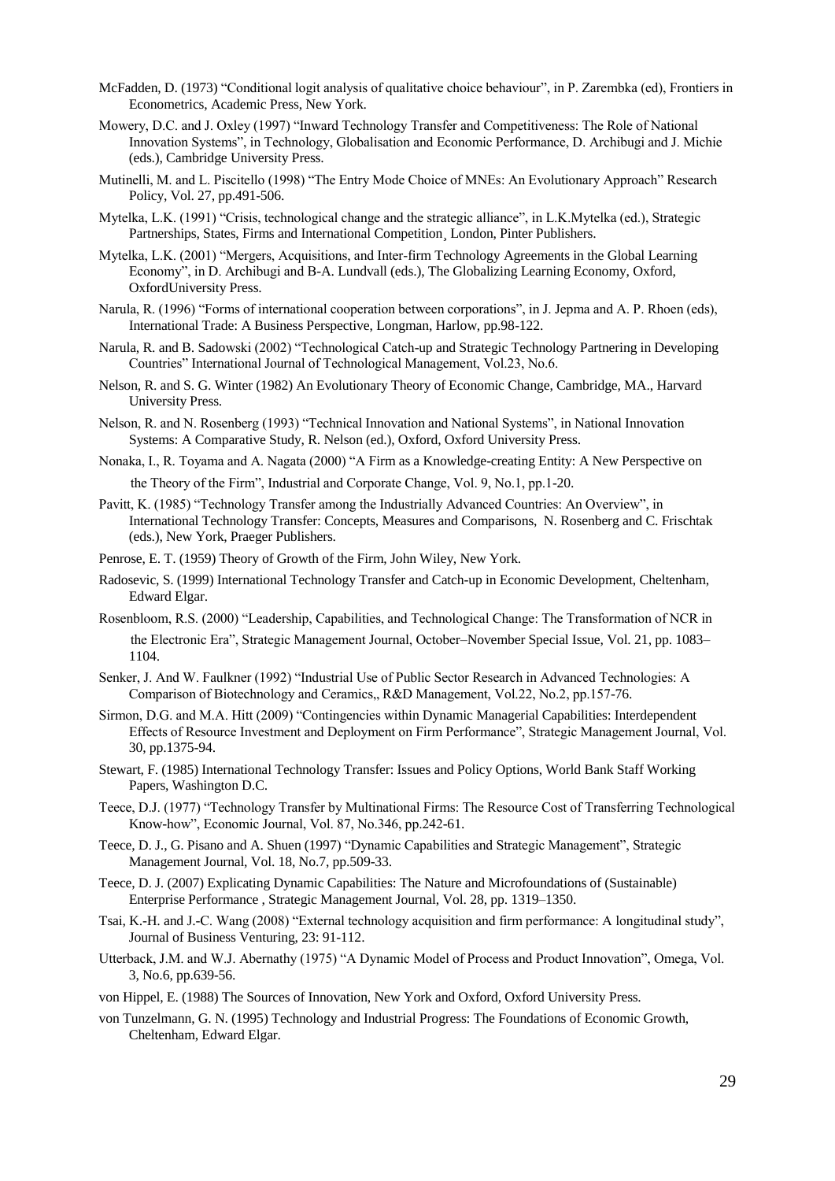McFadden, D. (1973) “Conditional logit analysis of qualitative choice behaviour”, in P. Zarembka (ed), Frontiers in Econometrics, Academic Press, New York.

Mowery, D.C. and J. Oxley (1997) “Inward Technology Transfer and Competitiveness: The Role of National Innovation Systems”, in Technology, Globalisation and Economic Performance, D. Archibugi and J. Michie (eds.), Cambridge University Press.

Mutinelli, M. and L. Piscitello (1998) “The Entry Mode Choice of MNEs: An Evolutionary Approach” Research Policy, Vol. 27, pp.491-506.

Mytelka, L.K. (1991) “Crisis, technological change and the strategic alliance”, in L.K.Mytelka (ed.), Strategic Partnerships, States, Firms and International Competition¸ London, Pinter Publishers.

Mytelka, L.K. (2001) “Mergers, Acquisitions, and Inter-firm Technology Agreements in the Global Learning Economy”, in D. Archibugi and B-A. Lundvall (eds.), The Globalizing Learning Economy, Oxford, OxfordUniversity Press.

Narula, R. (1996) “Forms of international cooperation between corporations”, in J. Jepma and A. P. Rhoen (eds), International Trade: A Business Perspective, Longman, Harlow, pp.98-122.

Narula, R. and B. Sadowski (2002) “Technological Catch-up and Strategic Technology Partnering in Developing Countries” International Journal of Technological Management, Vol.23, No.6.

Nelson, R. and S. G. Winter (1982) An Evolutionary Theory of Economic Change, Cambridge, MA., Harvard University Press.

Nelson, R. and N. Rosenberg (1993) “Technical Innovation and National Systems”, in National Innovation Systems: A Comparative Study, R. Nelson (ed.), Oxford, Oxford University Press.

Nonaka, I., R. Toyama and A. Nagata (2000) “A Firm as a Knowledge-creating Entity: A New Perspective on the Theory of the Firm”, Industrial and Corporate Change, Vol. 9, No.1, pp.1-20.

Pavitt, K. (1985) “Technology Transfer among the Industrially Advanced Countries: An Overview”, in International Technology Transfer: Concepts, Measures and Comparisons, N. Rosenberg and C. Frischtak (eds.), New York, Praeger Publishers.

Penrose, E. T. (1959) Theory of Growth of the Firm, John Wiley, New York.

Radosevic, S. (1999) International Technology Transfer and Catch-up in Economic Development, Cheltenham, Edward Elgar.

Rosenbloom, R.S. (2000) “Leadership, Capabilities, and Technological Change: The Transformation of NCR in the Electronic Era”, Strategic Management Journal, October–November Special Issue, Vol. 21, pp. 1083–1104.

Senker, J. And W. Faulkner (1992) “Industrial Use of Public Sector Research in Advanced Technologies: A Comparison of Biotechnology and Ceramics,, R&D Management, Vol.22, No.2, pp.157-76.

Sirmon, D.G. and M.A. Hitt (2009) “Contingencies within Dynamic Managerial Capabilities: Interdependent Effects of Resource Investment and Deployment on Firm Performance”, Strategic Management Journal, Vol. 30, pp.1375-94.

Stewart, F. (1985) International Technology Transfer: Issues and Policy Options, World Bank Staff Working Papers, Washington D.C.

Teece, D.J. (1977) “Technology Transfer by Multinational Firms: The Resource Cost of Transferring Technological Know-how”, Economic Journal, Vol. 87, No.346, pp.242-61.

Teece, D. J., G. Pisano and A. Shuen (1997) “Dynamic Capabilities and Strategic Management”, Strategic Management Journal, Vol. 18, No.7, pp.509-33.

Teece, D. J. (2007) Explicating Dynamic Capabilities: The Nature and Microfoundations of (Sustainable) Enterprise Performance , Strategic Management Journal, Vol. 28, pp. 1319–1350.

Tsai, K.-H. and J.-C. Wang (2008) “External technology acquisition and firm performance: A longitudinal study”, Journal of Business Venturing, 23: 91-112.

Utterback, J.M. and W.J. Abernathy (1975) “A Dynamic Model of Process and Product Innovation”, Omega, Vol. 3, No.6, pp.639-56.

von Hippel, E. (1988) The Sources of Innovation, New York and Oxford, Oxford University Press.

von Tunzelmann, G. N. (1995) Technology and Industrial Progress: The Foundations of Economic Growth, Cheltenham, Edward Elgar.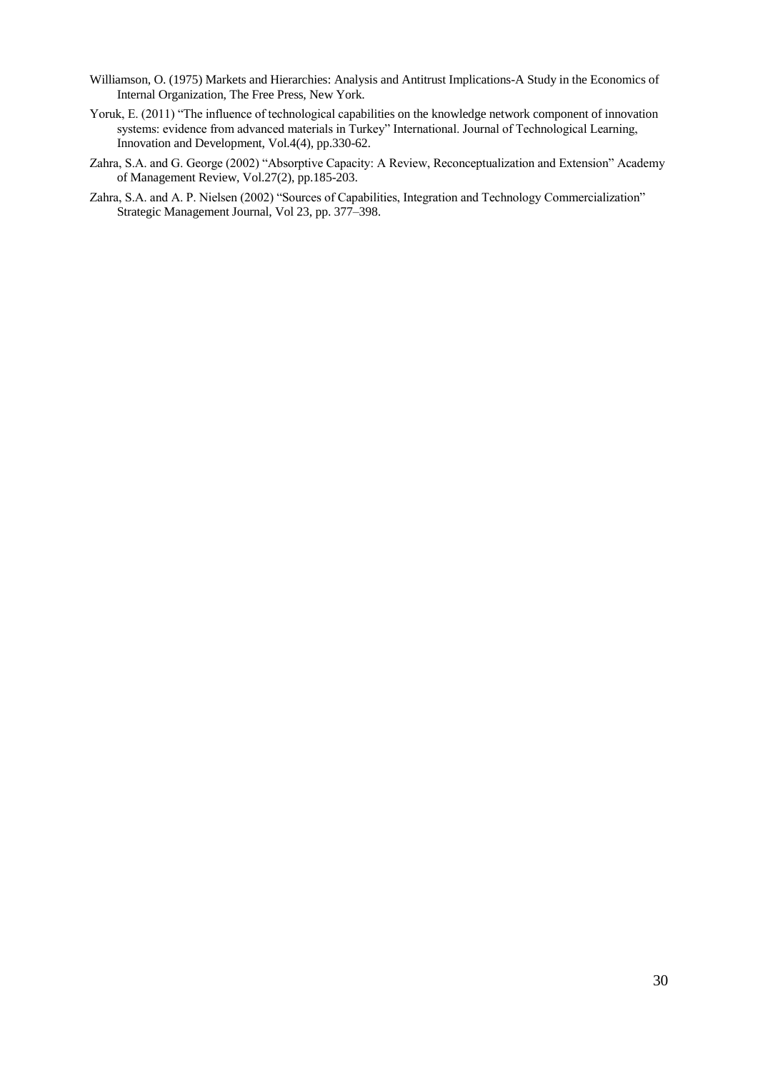Williamson, O. (1975) Markets and Hierarchies: Analysis and Antitrust Implications-A Study in the Economics of Internal Organization, The Free Press, New York.

Yoruk, E. (2011) "The influence of technological capabilities on the knowledge network component of innovation systems: evidence from advanced materials in Turkey" International. Journal of Technological Learning, Innovation and Development, Vol.4(4), pp.330-62.

Zahra, S.A. and G. George (2002) "Absorptive Capacity: A Review, Reconceptualization and Extension" Academy of Management Review, Vol.27(2), pp.185-203.

Zahra, S.A. and A. P. Nielsen (2002) "Sources of Capabilities, Integration and Technology Commercialization" Strategic Management Journal, Vol 23, pp. 377–398.